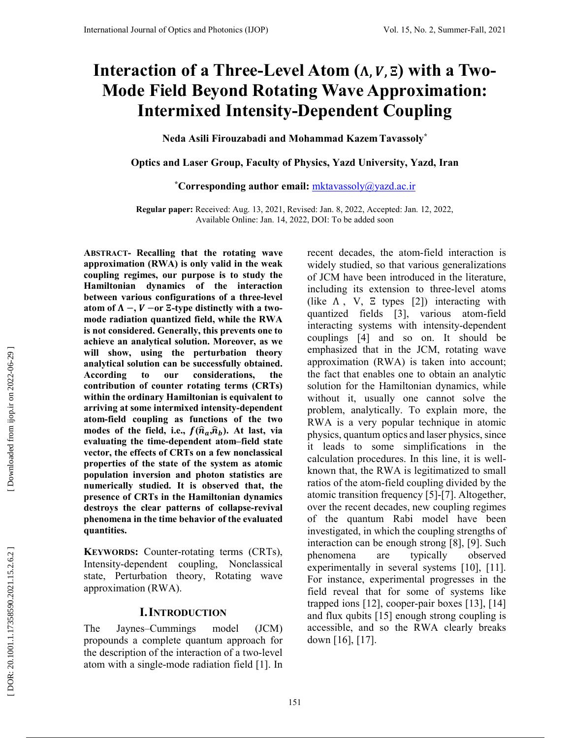# Interaction of a Three-Level Atom ($\Lambda, V, \Xi$) with a Two-Mode Field Beyond Rotating Wave Approximation: Intermixed Intensity-Dependent Coupling

**Neda Asili Firouzabadi and Mohammad Kazem Tavassoly***

**Optics and Laser Group, Faculty of Physics, Yazd University, Yazd, Iran**

***Corresponding author email:** mktavassoly@yazd.ac.ir

**Regular paper:** Received: Aug. 13, 2021, Revised: Jan. 8, 2022, Accepted: Jan. 12, 2022, Available Online: Jan. 14, 2022, DOI: To be added soon

**ABSTRACT- Recalling that the rotating wave approximation (RWA) is only valid in the weak coupling regimes, our purpose is to study the Hamiltonian dynamics of the interaction between various configurations of a three-level atom of $\Lambda-$, $V-$or $\Xi$-type distinctly with a two-mode radiation quantized field, while the RWA is not considered. Generally, this prevents one to achieve an analytical solution. Moreover, as we will show, using the perturbation theory analytical solution can be successfully obtained. According to our considerations, the contribution of counter rotating terms (CRTs) within the ordinary Hamiltonian is equivalent to arriving at some intermixed intensity-dependent atom-field coupling as functions of the two modes of the field, i.e., $f(\hat{n}_a,\hat{n}_b)$. At last, via evaluating the time-dependent atom–field state vector, the effects of CRTs on a few nonclassical properties of the state of the system as atomic population inversion and photon statistics are numerically studied. It is observed that, the presence of CRTs in the Hamiltonian dynamics destroys the clear patterns of collapse-revival phenomena in the time behavior of the evaluated quantities.**

**KEYWORDS:** Counter-rotating terms (CRTs), Intensity-dependent coupling, Nonclassical state, Perturbation theory, Rotating wave approximation (RWA).

## I. INTRODUCTION

The Jaynes–Cummings model (JCM) propounds a complete quantum approach for the description of the interaction of a two-level atom with a single-mode radiation field [1]. In recent decades, the atom-field interaction is widely studied, so that various generalizations of JCM have been introduced in the literature, including its extension to three-level atoms (like $\Lambda$, V, $\Xi$ types [2]) interacting with quantized fields [3], various atom-field interacting systems with intensity-dependent couplings [4] and so on. It should be emphasized that in the JCM, rotating wave approximation (RWA) is taken into account; the fact that enables one to obtain an analytic solution for the Hamiltonian dynamics, while without it, usually one cannot solve the problem, analytically. To explain more, the RWA is a very popular technique in atomic physics, quantum optics and laser physics, since it leads to some simplifications in the calculation procedures. In this line, it is well-known that, the RWA is legitimatized to small ratios of the atom-field coupling divided by the atomic transition frequency [5]-[7]. Altogether, over the recent decades, new coupling regimes of the quantum Rabi model have been investigated, in which the coupling strengths of interaction can be enough strong [8], [9]. Such phenomena are typically observed experimentally in several systems [10], [11]. For instance, experimental progresses in the field reveal that for some of systems like trapped ions [12], cooper-pair boxes [13], [14] and flux qubits [15] enough strong coupling is accessible, and so the RWA clearly breaks down [16], [17].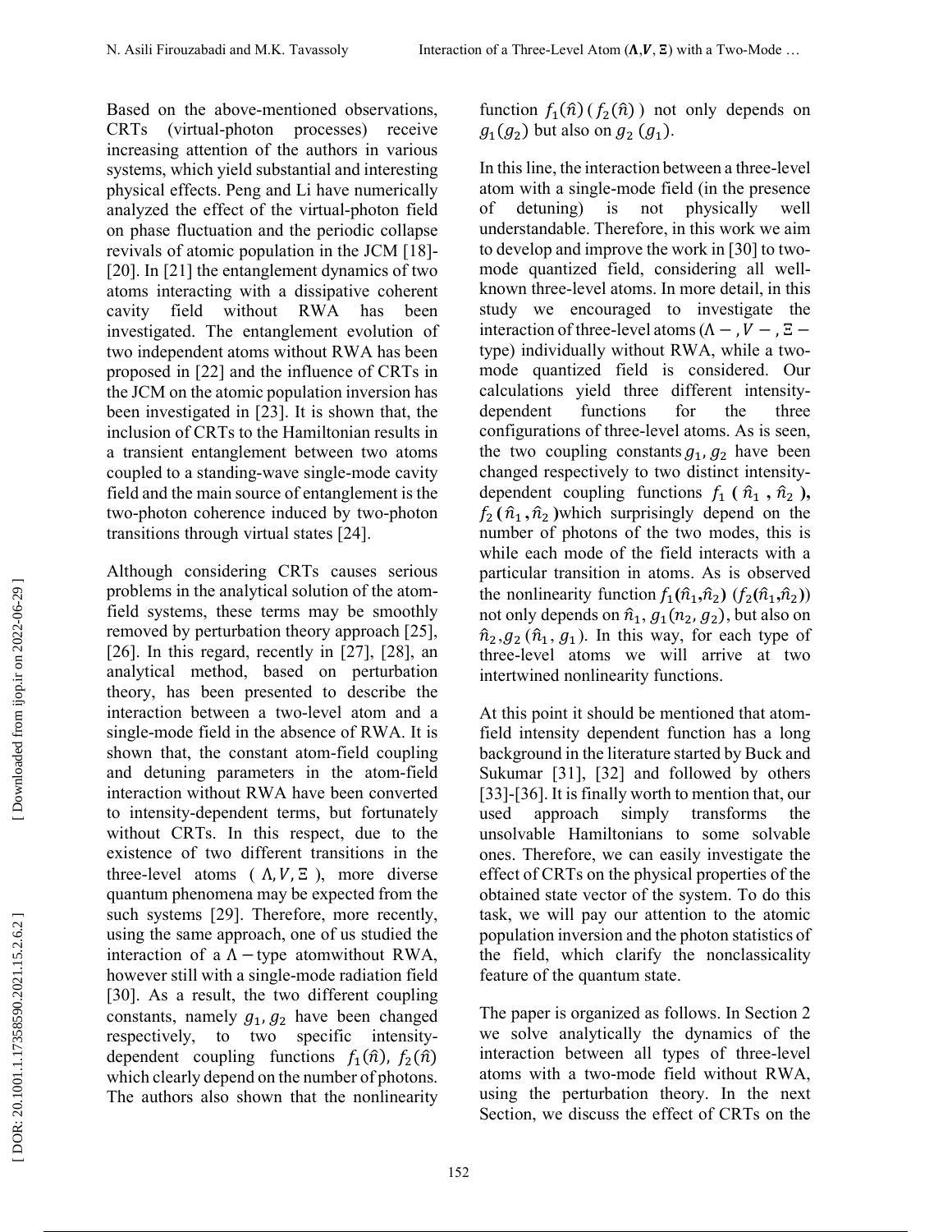Based on the above-mentioned observations, CRTs (virtual-photon processes) receive increasing attention of the authors in various systems, which yield substantial and interesting physical effects. Peng and Li have numerically analyzed the effect of the virtual-photon field on phase fluctuation and the periodic collapse revivals of atomic population in the JCM [18]-[20]. In [21] the entanglement dynamics of two atoms interacting with a dissipative coherent cavity field without RWA has been investigated. The entanglement evolution of two independent atoms without RWA has been proposed in [22] and the influence of CRTs in the JCM on the atomic population inversion has been investigated in [23]. It is shown that, the inclusion of CRTs to the Hamiltonian results in a transient entanglement between two atoms coupled to a standing-wave single-mode cavity field and the main source of entanglement is the two-photon coherence induced by two-photon transitions through virtual states [24].

Although considering CRTs causes serious problems in the analytical solution of the atom-field systems, these terms may be smoothly removed by perturbation theory approach [25], [26]. In this regard, recently in [27], [28], an analytical method, based on perturbation theory, has been presented to describe the interaction between a two-level atom and a single-mode field in the absence of RWA. It is shown that, the constant atom-field coupling and detuning parameters in the atom-field interaction without RWA have been converted to intensity-dependent terms, but fortunately without CRTs. In this respect, due to the existence of two different transitions in the three-level atoms ( $\Lambda, V, \Xi$ ), more diverse quantum phenomena may be expected from the such systems [29]. Therefore, more recently, using the same approach, one of us studied the interaction of a $\Lambda-$type atomwithout RWA, however still with a single-mode radiation field [30]. As a result, the two different coupling constants, namely $g_1, g_2$ have been changed respectively, to two specific intensity-dependent coupling functions $f_1(\hat{n})$, $f_2(\hat{n})$ which clearly depend on the number of photons. The authors also shown that the nonlinearity function $f_1(\hat{n})$ ( $f_2(\hat{n})$ ) not only depends on $g_1(g_2)$ but also on $g_2$ $(g_1)$.

In this line, the interaction between a three-level atom with a single-mode field (in the presence of detuning) is not physically well understandable. Therefore, in this work we aim to develop and improve the work in [30] to two-mode quantized field, considering all well-known three-level atoms. In more detail, in this study we encouraged to investigate the interaction of three-level atoms ($\Lambda-$, $V-$, $\Xi-$ type) individually without RWA, while a two-mode quantized field is considered. Our calculations yield three different intensity-dependent functions for the three configurations of three-level atoms. As is seen, the two coupling constants $g_1, g_2$ have been changed respectively to two distinct intensity-dependent coupling functions $f_1(\hat{n}_1, \hat{n}_2)$, $f_2(\hat{n}_1, \hat{n}_2)$ which surprisingly depend on the number of photons of the two modes, this is while each mode of the field interacts with a particular transition in atoms. As is observed the nonlinearity function $f_1(\hat{n}_1,\hat{n}_2)$ $(f_2(\hat{n}_1,\hat{n}_2))$ not only depends on $\hat{n}_1$, $g_1(n_2, g_2)$, but also on $\hat{n}_2, g_2$ $(\hat{n}_1, g_1)$. In this way, for each type of three-level atoms we will arrive at two intertwined nonlinearity functions.

At this point it should be mentioned that atom-field intensity dependent function has a long background in the literature started by Buck and Sukumar [31], [32] and followed by others [33]-[36]. It is finally worth to mention that, our used approach simply transforms the unsolvable Hamiltonians to some solvable ones. Therefore, we can easily investigate the effect of CRTs on the physical properties of the obtained state vector of the system. To do this task, we will pay our attention to the atomic population inversion and the photon statistics of the field, which clarify the nonclassicality feature of the quantum state.

The paper is organized as follows. In Section 2 we solve analytically the dynamics of the interaction between all types of three-level atoms with a two-mode field without RWA, using the perturbation theory. In the next Section, we discuss the effect of CRTs on the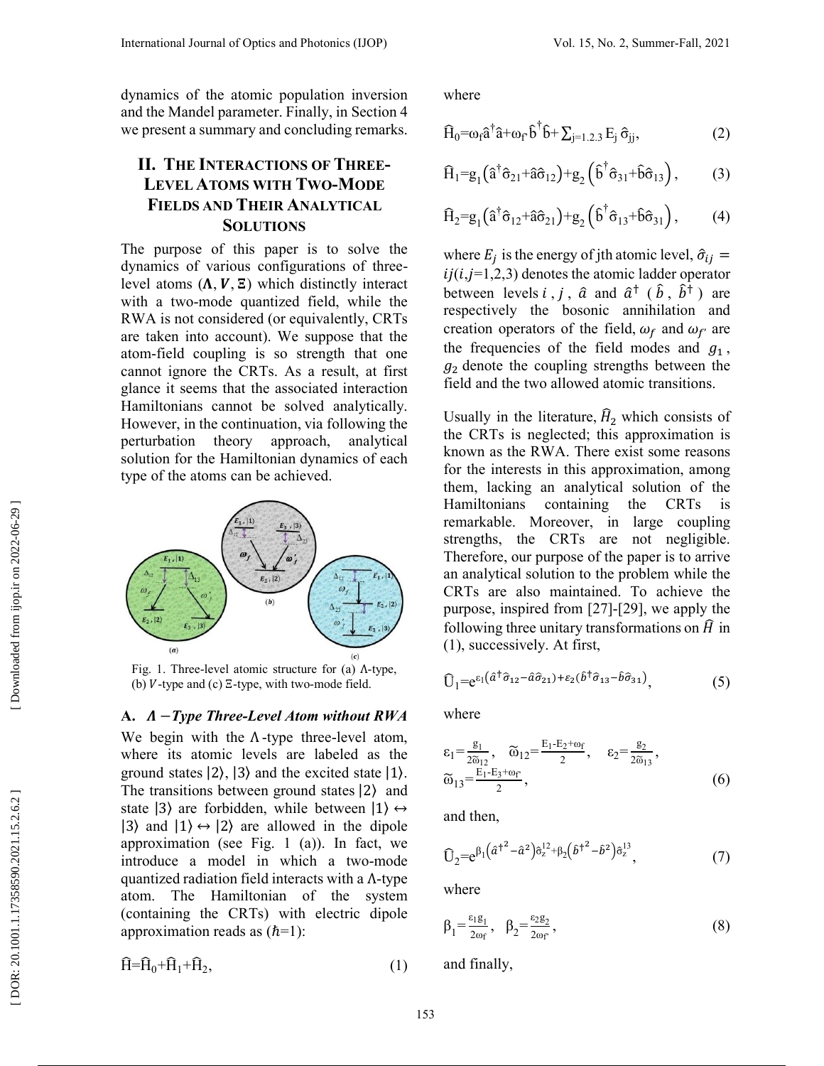dynamics of the atomic population inversion and the Mandel parameter. Finally, in Section 4 we present a summary and concluding remarks.

## II. The Interactions of Three-Level Atoms with Two-Mode Fields and Their Analytical Solutions

The purpose of this paper is to solve the dynamics of various configurations of three-level atoms ($\boldsymbol{\Lambda}, \boldsymbol{V}, \boldsymbol{\Xi}$) which distinctly interact with a two-mode quantized field, while the RWA is not considered (or equivalently, CRTs are taken into account). We suppose that the atom-field coupling is so strength that one cannot ignore the CRTs. As a result, at first glance it seems that the associated interaction Hamiltonians cannot be solved analytically. However, in the continuation, via following the perturbation theory approach, analytical solution for the Hamiltonian dynamics of each type of the atoms can be achieved.

Fig. 1. Three-level atomic structure for (a) Λ-type, (b) $V$-type and (c) Ξ-type, with two-mode field.

### A. *Λ −Type Three-Level Atom without RWA*

We begin with the Λ-type three-level atom, where its atomic levels are labeled as the ground states $|2\rangle$, $|3\rangle$ and the excited state $|1\rangle$. The transitions between ground states $|2\rangle$ and state $|3\rangle$ are forbidden, while between $|1\rangle \leftrightarrow |3\rangle$ and $|1\rangle \leftrightarrow |2\rangle$ are allowed in the dipole approximation (see Fig. 1 (a)). In fact, we introduce a model in which a two-mode quantized radiation field interacts with a Λ-type atom. The Hamiltonian of the system (containing the CRTs) with electric dipole approximation reads as ($\hbar$=1):

$$\widehat{H}=\widehat{H}_0+\widehat{H}_1+\widehat{H}_2, \tag{1}$$

where

$$\widehat{H}_0=\omega_f\hat{a}^\dagger\hat{a}+\omega_{f'}\hat{b}^\dagger\hat{b}+\sum_{j=1,2,3}E_j\,\hat{\sigma}_{jj}, \tag{2}$$

$$\widehat{H}_1=g_1\left(\hat{a}^\dagger\hat{\sigma}_{21}+\hat{a}\hat{\sigma}_{12}\right)+g_2\left(\hat{b}^\dagger\hat{\sigma}_{31}+\hat{b}\hat{\sigma}_{13}\right), \tag{3}$$

$$\widehat{H}_2=g_1\left(\hat{a}^\dagger\hat{\sigma}_{12}+\hat{a}\hat{\sigma}_{21}\right)+g_2\left(\hat{b}^\dagger\hat{\sigma}_{13}+\hat{b}\hat{\sigma}_{31}\right), \tag{4}$$

where $E_j$ is the energy of jth atomic level, $\hat{\sigma}_{ij}=ij(i,j$=1,2,3) denotes the atomic ladder operator between levels $i$, $j$, $\hat{a}$ and $\hat{a}^\dagger$ ($\hat{b}$, $\hat{b}^\dagger$) are respectively the bosonic annihilation and creation operators of the field, $\omega_f$ and $\omega_{f'}$ are the frequencies of the field modes and $g_1$, $g_2$ denote the coupling strengths between the field and the two allowed atomic transitions.

Usually in the literature, $\widehat{H}_2$ which consists of the CRTs is neglected; this approximation is known as the RWA. There exist some reasons for the interests in this approximation, among them, lacking an analytical solution of the Hamiltonians containing the CRTs is remarkable. Moreover, in large coupling strengths, the CRTs are not negligible. Therefore, our purpose of the paper is to arrive an analytical solution to the problem while the CRTs are also maintained. To achieve the purpose, inspired from [27]-[29], we apply the following three unitary transformations on $\widehat{H}$ in (1), successively. At first,

$$\widehat{U}_1=e^{\varepsilon_1\left(\hat{a}^\dagger\hat{\sigma}_{12}-\hat{a}\hat{\sigma}_{21}\right)+\varepsilon_2\left(\hat{b}^\dagger\hat{\sigma}_{13}-\hat{b}\hat{\sigma}_{31}\right)}, \tag{5}$$

where

$$\varepsilon_1=\frac{g_1}{2\widetilde{\omega}_{12}},\quad \widetilde{\omega}_{12}=\frac{E_1-E_2+\omega_f}{2},\quad \varepsilon_2=\frac{g_2}{2\widetilde{\omega}_{13}},$$
$$\widetilde{\omega}_{13}=\frac{E_1-E_3+\omega_{f'}}{2}, \tag{6}$$

and then,

$$\widehat{U}_2=e^{\beta_1\left(\hat{a}^{\dagger 2}-\hat{a}^2\right)\hat{\sigma}_z^{12}+\beta_2\left(\hat{b}^{\dagger 2}-\hat{b}^2\right)\hat{\sigma}_z^{13}}, \tag{7}$$

where

$$\beta_1=\frac{\varepsilon_1 g_1}{2\omega_f},\quad \beta_2=\frac{\varepsilon_2 g_2}{2\omega_{f'}}, \tag{8}$$

and finally,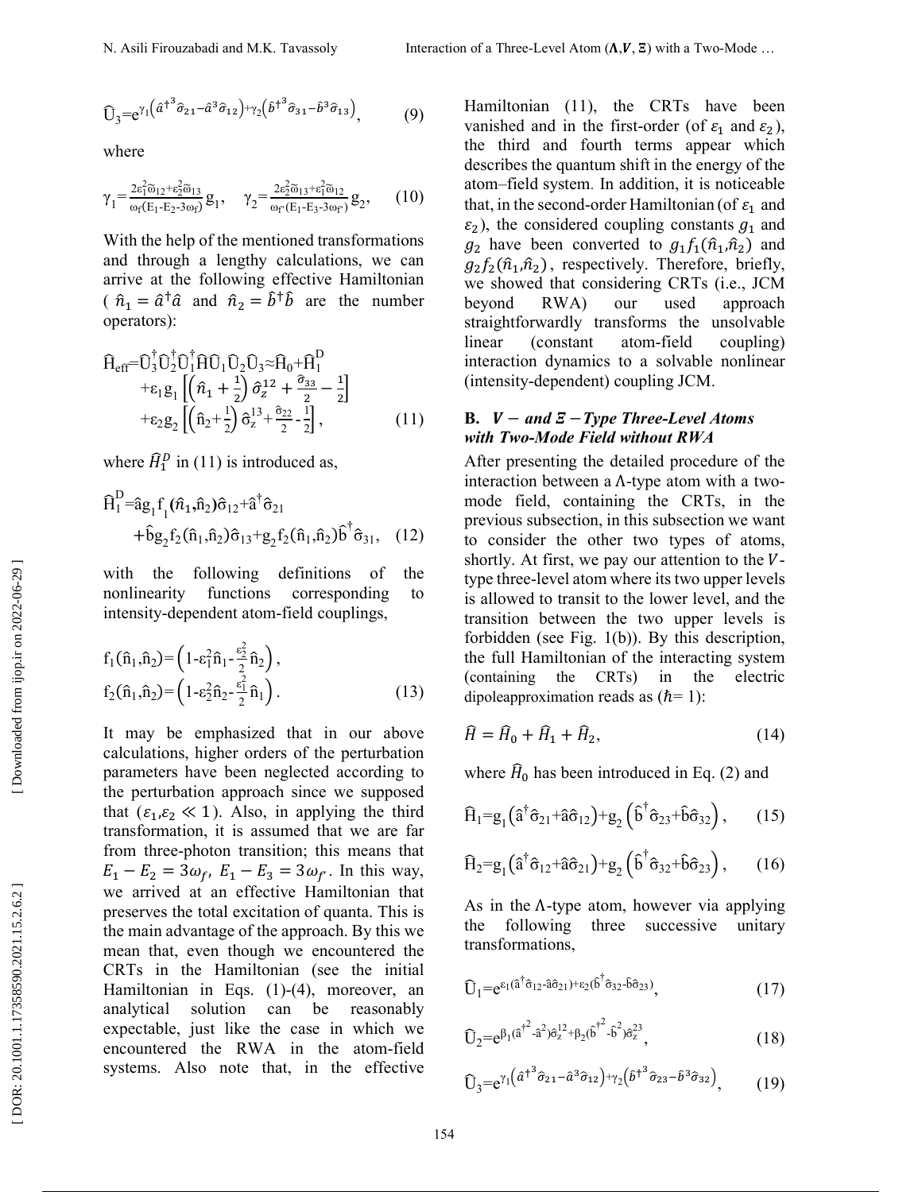$$\widehat{U}_3 = e^{\gamma_1\left(\hat{a}^{\dagger 3}\hat{\sigma}_{21} - \hat{a}^3\hat{\sigma}_{12}\right) + \gamma_2\left(\hat{b}^{\dagger 3}\hat{\sigma}_{31} - \hat{b}^3\hat{\sigma}_{13}\right)}, \qquad (9)$$

where

$$\gamma_1 = \frac{2\varepsilon_1^2\widetilde{\omega}_{12} + \varepsilon_2^2\widetilde{\omega}_{13}}{\omega_f(E_1 - E_2 - 3\omega_f)} g_1, \quad \gamma_2 = \frac{2\varepsilon_2^2\widetilde{\omega}_{13} + \varepsilon_1^2\widetilde{\omega}_{12}}{\omega_{f'}(E_1 - E_3 - 3\omega_{f'})} g_2, \qquad (10)$$

With the help of the mentioned transformations and through a lengthy calculations, we can arrive at the following effective Hamiltonian ($\hat{n}_1 = \hat{a}^\dagger\hat{a}$ and $\hat{n}_2 = \hat{b}^\dagger\hat{b}$ are the number operators):

$$\begin{aligned}\widehat{H}_{\text{eff}} = &\widehat{U}_3^\dagger\widehat{U}_2^\dagger\widehat{U}_1^\dagger\widehat{H}\widehat{U}_1\widehat{U}_2\widehat{U}_3 \approx \widehat{H}_0 + \widehat{H}_1^D \\ &+ \varepsilon_1 g_1\left[\left(\hat{n}_1 + \tfrac{1}{2}\right)\hat{\sigma}_z^{12} + \tfrac{\hat{\sigma}_{33}}{2} - \tfrac{1}{2}\right] \\ &+ \varepsilon_2 g_2\left[\left(\hat{n}_2 + \tfrac{1}{2}\right)\hat{\sigma}_z^{13} + \tfrac{\hat{\sigma}_{22}}{2} - \tfrac{1}{2}\right], \end{aligned} \qquad (11)$$

where $\widehat{H}_1^D$ in (11) is introduced as,

$$\begin{aligned}\widehat{H}_1^D = &\hat{a} g_1 f_1(\hat{n}_1, \hat{n}_2)\hat{\sigma}_{12} + \hat{a}^\dagger\hat{\sigma}_{21} \\ &+ \hat{b} g_2 f_2(\hat{n}_1, \hat{n}_2)\hat{\sigma}_{13} + g_2 f_2(\hat{n}_1, \hat{n}_2)\hat{b}^\dagger\hat{\sigma}_{31}, \end{aligned} \qquad (12)$$

with the following definitions of the nonlinearity functions corresponding to intensity-dependent atom-field couplings,

$$\begin{aligned} f_1(\hat{n}_1, \hat{n}_2) &= \left(1 - \varepsilon_1^2\hat{n}_1 - \tfrac{\varepsilon_2^2}{2}\hat{n}_2\right), \\ f_2(\hat{n}_1, \hat{n}_2) &= \left(1 - \varepsilon_2^2\hat{n}_2 - \tfrac{\varepsilon_1^2}{2}\hat{n}_1\right). \end{aligned} \qquad (13)$$

It may be emphasized that in our above calculations, higher orders of the perturbation parameters have been neglected according to the perturbation approach since we supposed that ($\varepsilon_1, \varepsilon_2 \ll 1$). Also, in applying the third transformation, it is assumed that we are far from three-photon transition; this means that $E_1 - E_2 = 3\omega_f$, $E_1 - E_3 = 3\omega_{f'}$. In this way, we arrived at an effective Hamiltonian that preserves the total excitation of quanta. This is the main advantage of the approach. By this we mean that, even though we encountered the CRTs in the Hamiltonian (see the initial Hamiltonian in Eqs. (1)-(4), moreover, an analytical solution can be reasonably expectable, just like the case in which we encountered the RWA in the atom-field systems. Also note that, in the effective Hamiltonian (11), the CRTs have been vanished and in the first-order (of $\varepsilon_1$ and $\varepsilon_2$), the third and fourth terms appear which describes the quantum shift in the energy of the atom–field system. In addition, it is noticeable that, in the second-order Hamiltonian (of $\varepsilon_1$ and $\varepsilon_2$), the considered coupling constants $g_1$ and $g_2$ have been converted to $g_1 f_1(\hat{n}_1, \hat{n}_2)$ and $g_2 f_2(\hat{n}_1, \hat{n}_2)$, respectively. Therefore, briefly, we showed that considering CRTs (i.e., JCM beyond RWA) our used approach straightforwardly transforms the unsolvable linear (constant atom-field coupling) interaction dynamics to a solvable nonlinear (intensity-dependent) coupling JCM.

### B. *V − and Ξ −Type Three-Level Atoms with Two-Mode Field without RWA*

After presenting the detailed procedure of the interaction between a Λ-type atom with a two-mode field, containing the CRTs, in the previous subsection, in this subsection we want to consider the other two types of atoms, shortly. At first, we pay our attention to the $V$-type three-level atom where its two upper levels is allowed to transit to the lower level, and the transition between the two upper levels is forbidden (see Fig. 1(b)). By this description, the full Hamiltonian of the interacting system (containing the CRTs) in the electric dipoleapproximation reads as ($\hbar$= 1):

$$\widehat{H} = \widehat{H}_0 + \widehat{H}_1 + \widehat{H}_2, \qquad (14)$$

where $\widehat{H}_0$ has been introduced in Eq. (2) and

$$\widehat{H}_1 = g_1\left(\hat{a}^\dagger\hat{\sigma}_{21} + \hat{a}\hat{\sigma}_{12}\right) + g_2\left(\hat{b}^\dagger\hat{\sigma}_{23} + \hat{b}\hat{\sigma}_{32}\right), \qquad (15)$$

$$\widehat{H}_2 = g_1\left(\hat{a}^\dagger\hat{\sigma}_{12} + \hat{a}\hat{\sigma}_{21}\right) + g_2\left(\hat{b}^\dagger\hat{\sigma}_{32} + \hat{b}\hat{\sigma}_{23}\right), \qquad (16)$$

As in the Λ-type atom, however via applying the following three successive unitary transformations,

$$\widehat{U}_1 = e^{\varepsilon_1(\hat{a}^\dagger\hat{\sigma}_{12} - \hat{a}\hat{\sigma}_{21}) + \varepsilon_2(\hat{b}^\dagger\hat{\sigma}_{32} - \hat{b}\hat{\sigma}_{23})}, \qquad (17)$$

$$\widehat{U}_2 = e^{\beta_1(\hat{a}^{\dagger 2} - \hat{a}^2)\hat{\sigma}_z^{12} + \beta_2(\hat{b}^{\dagger 2} - \hat{b}^2)\hat{\sigma}_z^{23}}, \qquad (18)$$

$$\widehat{U}_3 = e^{\gamma_1\left(\hat{a}^{\dagger 3}\hat{\sigma}_{21} - \hat{a}^3\hat{\sigma}_{12}\right) + \gamma_2\left(\hat{b}^{\dagger 3}\hat{\sigma}_{23} - \hat{b}^3\hat{\sigma}_{32}\right)}, \qquad (19)$$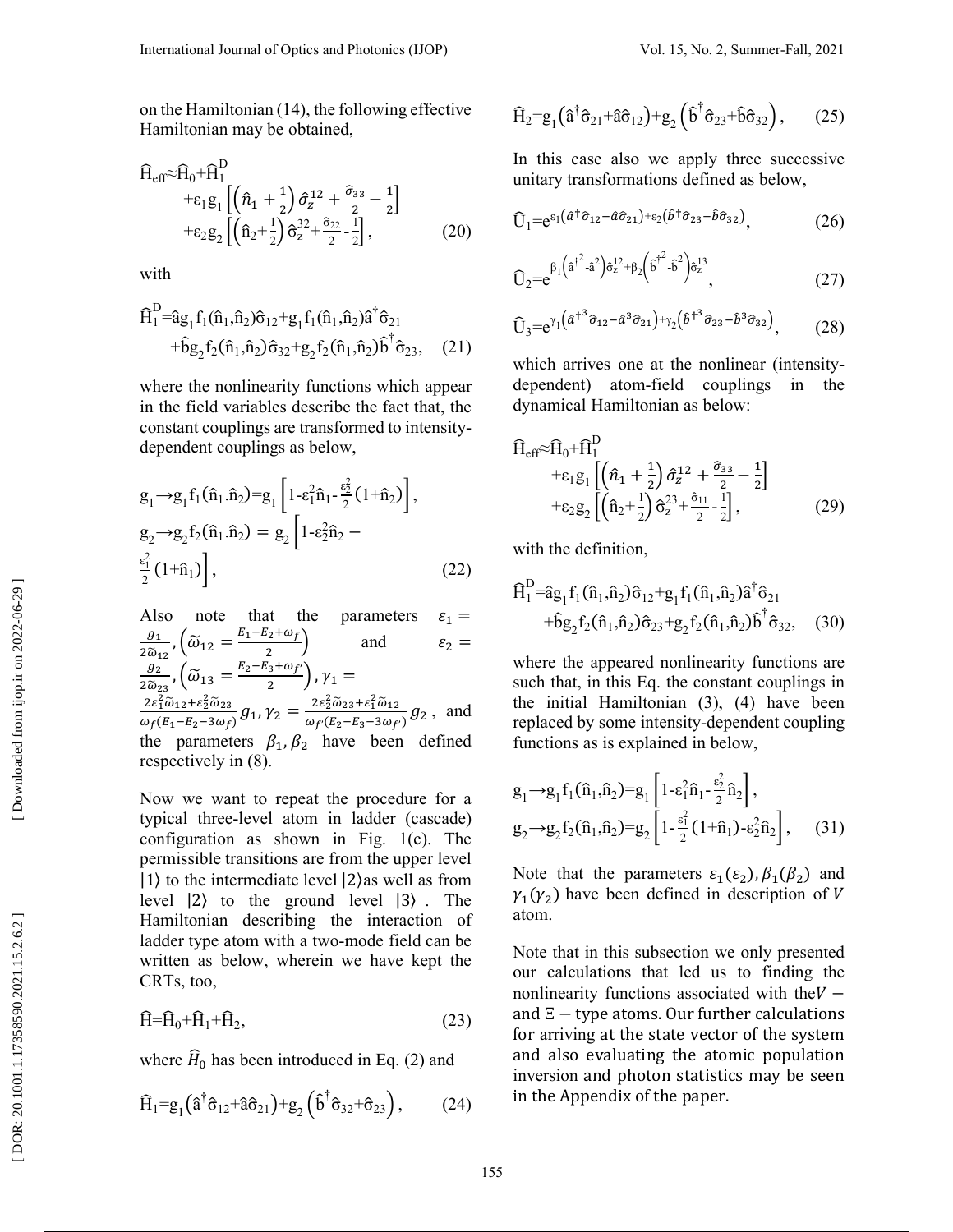on the Hamiltonian (14), the following effective Hamiltonian may be obtained,

$$\hat{H}_{eff} \approx \hat{H}_0 + \hat{H}_1^D + \varepsilon_1 g_1 \left[ \left( \hat{n}_1 + \tfrac{1}{2} \right) \hat{\sigma}_z^{12} + \frac{\hat{\sigma}_{33}}{2} - \frac{1}{2} \right] + \varepsilon_2 g_2 \left[ \left( \hat{n}_2 + \tfrac{1}{2} \right) \hat{\sigma}_z^{32} + \frac{\hat{\sigma}_{22}}{2} - \frac{1}{2} \right], \quad (20)$$

with

$$\hat{H}_1^D = \hat{a} g_1 f_1(\hat{n}_1, \hat{n}_2) \hat{\sigma}_{12} + g_1 f_1(\hat{n}_1, \hat{n}_2) \hat{a}^\dagger \hat{\sigma}_{21} + \hat{b} g_2 f_2(\hat{n}_1, \hat{n}_2) \hat{\sigma}_{32} + g_2 f_2(\hat{n}_1, \hat{n}_2) \hat{b}^\dagger \hat{\sigma}_{23}, \quad (21)$$

where the nonlinearity functions which appear in the field variables describe the fact that, the constant couplings are transformed to intensity-dependent couplings as below,

$$g_1 \to g_1 f_1(\hat{n}_1 . \hat{n}_2) = g_1 \left[ 1 - \varepsilon_1^2 \hat{n}_1 - \frac{\varepsilon_2^2}{2} (1 + \hat{n}_2) \right],$$
$$g_2 \to g_2 f_2(\hat{n}_1 . \hat{n}_2) = g_2 \left[ 1 - \varepsilon_2^2 \hat{n}_2 - \frac{\varepsilon_1^2}{2} (1 + \hat{n}_1) \right], \quad (22)$$

Also note that the parameters $\varepsilon_1 = \frac{g_1}{2\tilde{\omega}_{12}}, \left( \tilde{\omega}_{12} = \frac{E_1 - E_2 + \omega_f}{2} \right)$ and $\varepsilon_2 = \frac{g_2}{2\tilde{\omega}_{23}}, \left( \tilde{\omega}_{13} = \frac{E_2 - E_3 + \omega_{f'}}{2} \right), \gamma_1 = \frac{2\varepsilon_1^2 \tilde{\omega}_{12} + \varepsilon_2^2 \tilde{\omega}_{23}}{\omega_f (E_1 - E_2 - 3\omega_f)} g_1, \gamma_2 = \frac{2\varepsilon_2^2 \tilde{\omega}_{23} + \varepsilon_1^2 \tilde{\omega}_{12}}{\omega_{f'} (E_2 - E_3 - 3\omega_{f'})} g_2$, and the parameters $\beta_1, \beta_2$ have been defined respectively in (8).

Now we want to repeat the procedure for a typical three-level atom in ladder (cascade) configuration as shown in Fig. 1(c). The permissible transitions are from the upper level $|1\rangle$ to the intermediate level $|2\rangle$ as well as from level $|2\rangle$ to the ground level $|3\rangle$. The Hamiltonian describing the interaction of ladder type atom with a two-mode field can be written as below, wherein we have kept the CRTs, too,

$$\hat{H} = \hat{H}_0 + \hat{H}_1 + \hat{H}_2, \quad (23)$$

where $\hat{H}_0$ has been introduced in Eq. (2) and

$$\hat{H}_1 = g_1 \left( \hat{a}^\dagger \hat{\sigma}_{12} + \hat{a} \hat{\sigma}_{21} \right) + g_2 \left( \hat{b}^\dagger \hat{\sigma}_{32} + \hat{\sigma}_{23} \right), \quad (24)$$

$$\hat{H}_2 = g_1 \left( \hat{a}^\dagger \hat{\sigma}_{21} + \hat{a} \hat{\sigma}_{12} \right) + g_2 \left( \hat{b}^\dagger \hat{\sigma}_{23} + \hat{b} \hat{\sigma}_{32} \right), \quad (25)$$

In this case also we apply three successive unitary transformations defined as below,

$$\hat{U}_1 = e^{\varepsilon_1 \left( \hat{a}^\dagger \hat{\sigma}_{12} - \hat{a} \hat{\sigma}_{21} \right) + \varepsilon_2 \left( \hat{b}^\dagger \hat{\sigma}_{23} - \hat{b} \hat{\sigma}_{32} \right)}, \quad (26)$$

$$\hat{U}_2 = e^{\beta_1 \left( \hat{a}^{\dagger 2} - \hat{a}^2 \right) \hat{\sigma}_z^{12} + \beta_2 \left( \hat{b}^{\dagger 2} - \hat{b}^2 \right) \hat{\sigma}_z^{13}}, \quad (27)$$

$$\hat{U}_3 = e^{\gamma_1 \left( \hat{a}^{\dagger 3} \hat{\sigma}_{12} - \hat{a}^3 \hat{\sigma}_{21} \right) + \gamma_2 \left( \hat{b}^{\dagger 3} \hat{\sigma}_{23} - \hat{b}^3 \hat{\sigma}_{32} \right)}, \quad (28)$$

which arrives one at the nonlinear (intensity-dependent) atom-field couplings in the dynamical Hamiltonian as below:

$$\hat{H}_{eff} \approx \hat{H}_0 + \hat{H}_1^D + \varepsilon_1 g_1 \left[ \left( \hat{n}_1 + \tfrac{1}{2} \right) \hat{\sigma}_z^{12} + \frac{\hat{\sigma}_{33}}{2} - \frac{1}{2} \right] + \varepsilon_2 g_2 \left[ \left( \hat{n}_2 + \tfrac{1}{2} \right) \hat{\sigma}_z^{23} + \frac{\hat{\sigma}_{11}}{2} - \frac{1}{2} \right], \quad (29)$$

with the definition,

$$\hat{H}_1^D = \hat{a} g_1 f_1(\hat{n}_1, \hat{n}_2) \hat{\sigma}_{12} + g_1 f_1(\hat{n}_1, \hat{n}_2) \hat{a}^\dagger \hat{\sigma}_{21} + \hat{b} g_2 f_2(\hat{n}_1, \hat{n}_2) \hat{\sigma}_{23} + g_2 f_2(\hat{n}_1, \hat{n}_2) \hat{b}^\dagger \hat{\sigma}_{32}, \quad (30)$$

where the appeared nonlinearity functions are such that, in this Eq. the constant couplings in the initial Hamiltonian (3), (4) have been replaced by some intensity-dependent coupling functions as is explained in below,

$$g_1 \to g_1 f_1(\hat{n}_1, \hat{n}_2) = g_1 \left[ 1 - \varepsilon_1^2 \hat{n}_1 - \frac{\varepsilon_2^2}{2} \hat{n}_2 \right],$$
$$g_2 \to g_2 f_2(\hat{n}_1, \hat{n}_2) = g_2 \left[ 1 - \frac{\varepsilon_1^2}{2} (1 + \hat{n}_1) - \varepsilon_2^2 \hat{n}_2 \right], \quad (31)$$

Note that the parameters $\varepsilon_1(\varepsilon_2), \beta_1(\beta_2)$ and $\gamma_1(\gamma_2)$ have been defined in description of $V$ atom.

Note that in this subsection we only presented our calculations that led us to finding the nonlinearity functions associated with the $V-$ and $\Xi-$ type atoms. Our further calculations for arriving at the state vector of the system and also evaluating the atomic population inversion and photon statistics may be seen in the Appendix of the paper.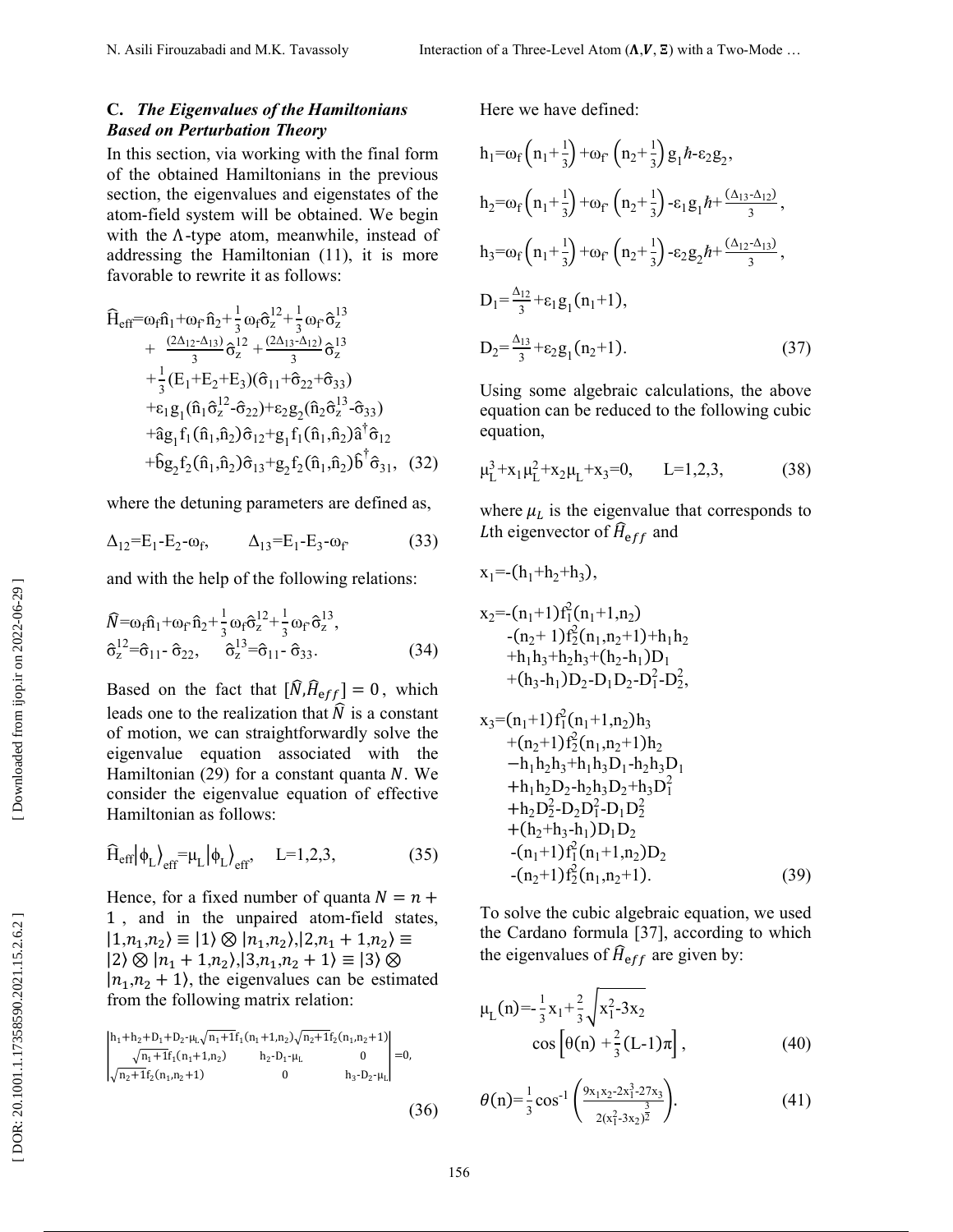### C. *The Eigenvalues of the Hamiltonians Based on Perturbation Theory*

In this section, via working with the final form of the obtained Hamiltonians in the previous section, the eigenvalues and eigenstates of the atom-field system will be obtained. We begin with the $\Lambda$-type atom, meanwhile, instead of addressing the Hamiltonian (11), it is more favorable to rewrite it as follows:

$$
\begin{aligned}
\hat{H}_{eff}=&\omega_f\hat{n}_1+\omega_{f'}\hat{n}_2+\tfrac{1}{3}\omega_f\hat{\sigma}_z^{12}+\tfrac{1}{3}\omega_{f'}\hat{\sigma}_z^{13}\\
&+\tfrac{(2\Delta_{12}-\Delta_{13})}{3}\hat{\sigma}_z^{12}+\tfrac{(2\Delta_{13}-\Delta_{12})}{3}\hat{\sigma}_z^{13}\\
&+\tfrac{1}{3}(E_1+E_2+E_3)(\hat{\sigma}_{11}+\hat{\sigma}_{22}+\hat{\sigma}_{33})\\
&+\varepsilon_1 g_1(\hat{n}_1\hat{\sigma}_z^{12}-\hat{\sigma}_{22})+\varepsilon_2 g_2(\hat{n}_2\hat{\sigma}_z^{13}-\hat{\sigma}_{33})\\
&+\hat{a}g_1 f_1(\hat{n}_1,\hat{n}_2)\hat{\sigma}_{12}+g_1 f_1(\hat{n}_1,\hat{n}_2)\hat{a}^\dagger\hat{\sigma}_{12}\\
&+\hat{b}g_2 f_2(\hat{n}_1,\hat{n}_2)\hat{\sigma}_{13}+g_2 f_2(\hat{n}_1,\hat{n}_2)\hat{b}^\dagger\hat{\sigma}_{31}, \quad (32)
\end{aligned}
$$

where the detuning parameters are defined as,

$$
\Delta_{12}=E_1-E_2-\omega_f, \qquad \Delta_{13}=E_1-E_3-\omega_{f'} \qquad (33)
$$

and with the help of the following relations:

$$
\begin{aligned}
&\hat{N}=\omega_f\hat{n}_1+\omega_{f'}\hat{n}_2+\tfrac{1}{3}\omega_f\hat{\sigma}_z^{12}+\tfrac{1}{3}\omega_{f'}\hat{\sigma}_z^{13},\\
&\hat{\sigma}_z^{12}=\hat{\sigma}_{11}-\hat{\sigma}_{22}, \qquad \hat{\sigma}_z^{13}=\hat{\sigma}_{11}-\hat{\sigma}_{33}. \qquad (34)
\end{aligned}
$$

Based on the fact that $[\hat{N},\hat{H}_{eff}]=0$, which leads one to the realization that $\hat{N}$ is a constant of motion, we can straightforwardly solve the eigenvalue equation associated with the Hamiltonian (29) for a constant quanta $N$. We consider the eigenvalue equation of effective Hamiltonian as follows:

$$
\hat{H}_{eff}\left|\phi_L\right\rangle_{eff}=\mu_L\left|\phi_L\right\rangle_{eff}, \quad L=1,2,3, \qquad (35)
$$

Hence, for a fixed number of quanta $N=n+1$, and in the unpaired atom-field states, $|1,n_1,n_2\rangle\equiv|1\rangle\otimes|n_1,n_2\rangle$, $|2,n_1+1,n_2\rangle\equiv|2\rangle\otimes|n_1+1,n_2\rangle$, $|3,n_1,n_2+1\rangle\equiv|3\rangle\otimes|n_1,n_2+1\rangle$, the eigenvalues can be estimated from the following matrix relation:

$$
\begin{vmatrix}
h_1+h_2+D_1+D_2-\mu_L & \sqrt{n_1+1}f_1(n_1+1,n_2) & \sqrt{n_2+1}f_2(n_1,n_2+1)\\
\sqrt{n_1+1}f_1(n_1+1,n_2) & h_2-D_1-\mu_L & 0\\
\sqrt{n_2+1}f_2(n_1,n_2+1) & 0 & h_3-D_2-\mu_L
\end{vmatrix}=0, \qquad (36)
$$

Here we have defined:

$$
\begin{aligned}
&h_1=\omega_f\left(n_1+\tfrac{1}{3}\right)+\omega_{f'}\left(n_2+\tfrac{1}{3}\right)g_1\hbar-\varepsilon_2 g_2,\\
&h_2=\omega_f\left(n_1+\tfrac{1}{3}\right)+\omega_{f'}\left(n_2+\tfrac{1}{3}\right)-\varepsilon_1 g_1\hbar+\tfrac{(\Delta_{13}-\Delta_{12})}{3},\\
&h_3=\omega_f\left(n_1+\tfrac{1}{3}\right)+\omega_{f'}\left(n_2+\tfrac{1}{3}\right)-\varepsilon_2 g_2\hbar+\tfrac{(\Delta_{12}-\Delta_{13})}{3},\\
&D_1=\tfrac{\Delta_{12}}{3}+\varepsilon_1 g_1(n_1+1),\\
&D_2=\tfrac{\Delta_{13}}{3}+\varepsilon_2 g_1(n_2+1). \qquad (37)
\end{aligned}
$$

Using some algebraic calculations, the above equation can be reduced to the following cubic equation,

$$
\mu_L^3+x_1\mu_L^2+x_2\mu_L+x_3=0, \qquad L=1,2,3, \qquad (38)
$$

where $\mu_L$ is the eigenvalue that corresponds to $L$th eigenvector of $\hat{H}_{eff}$ and

$$
\begin{aligned}
x_1=&-(h_1+h_2+h_3),\\
x_2=&-(n_1+1)f_1^2(n_1+1,n_2)\\
&-(n_2+1)f_2^2(n_1,n_2+1)+h_1h_2\\
&+h_1h_3+h_2h_3+(h_2-h_1)D_1\\
&+(h_3-h_1)D_2-D_1D_2-D_1^2-D_2^2,\\
x_3=&(n_1+1)f_1^2(n_1+1,n_2)h_3\\
&+(n_2+1)f_2^2(n_1,n_2+1)h_2\\
&-h_1h_2h_3+h_1h_3D_1-h_2h_3D_1\\
&+h_1h_2D_2-h_2h_3D_2+h_3D_1^2\\
&+h_2D_2^2-D_2D_1^2-D_1D_2^2\\
&+(h_2+h_3-h_1)D_1D_2\\
&-(n_1+1)f_1^2(n_1+1,n_2)D_2\\
&-(n_2+1)f_2^2(n_1,n_2+1). \qquad (39)
\end{aligned}
$$

To solve the cubic algebraic equation, we used the Cardano formula [37], according to which the eigenvalues of $\hat{H}_{eff}$ are given by:

$$
\mu_L(n)=-\tfrac{1}{3}x_1+\tfrac{2}{3}\sqrt{x_1^2-3x_2}\,\cos\left[\theta(n)+\tfrac{2}{3}(L-1)\pi\right], \qquad (40)
$$

$$
\theta(n)=\tfrac{1}{3}\cos^{-1}\left(\frac{9x_1x_2-2x_1^3-27x_3}{2(x_1^2-3x_2)^{\frac{3}{2}}}\right). \qquad (41)
$$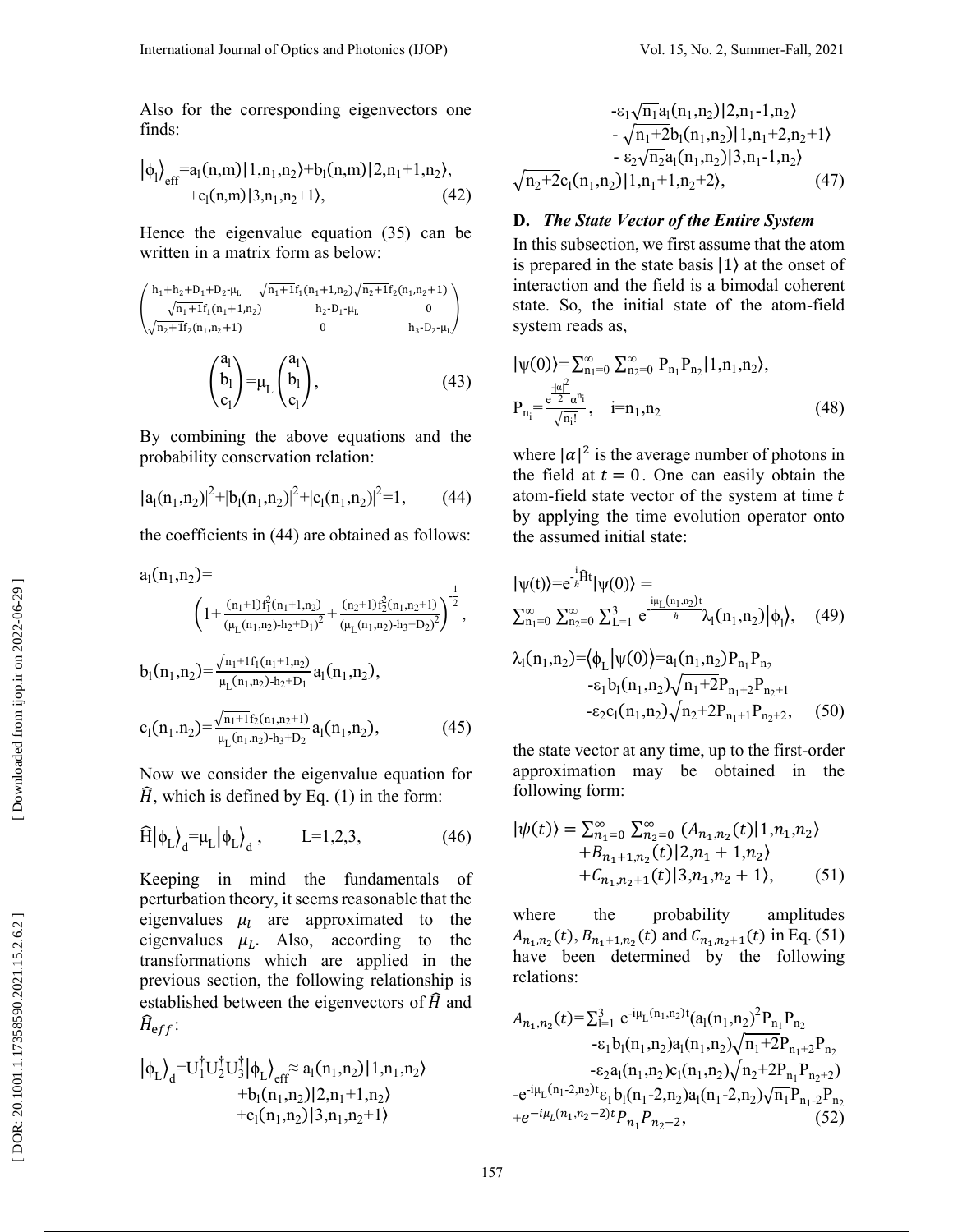Also for the corresponding eigenvectors one finds:

$$|\phi_l\rangle_{eff}=a_l(n,m)|1,n_1,n_2\rangle+b_l(n,m)|2,n_1+1,n_2\rangle, \\ +c_l(n,m)|3,n_1,n_2+1\rangle, \qquad (42)$$

Hence the eigenvalue equation (35) can be written in a matrix form as below:

$$\begin{pmatrix} h_1+h_2+D_1+D_2-\mu_L & \sqrt{n_1+1}f_1(n_1+1,n_2) & \sqrt{n_2+1}f_2(n_1,n_2+1) \\ \sqrt{n_1+1}f_1(n_1+1,n_2) & h_2-D_1-\mu_L & 0 \\ \sqrt{n_2+1}f_2(n_1,n_2+1) & 0 & h_3-D_2-\mu_L \end{pmatrix}$$

$$\begin{pmatrix} a_l \\ b_l \\ c_l \end{pmatrix}=\mu_L\begin{pmatrix} a_l \\ b_l \\ c_l \end{pmatrix}, \qquad (43)$$

By combining the above equations and the probability conservation relation:

$$|a_l(n_1,n_2)|^2+|b_l(n_1,n_2)|^2+|c_l(n_1,n_2)|^2=1, \qquad (44)$$

the coefficients in (44) are obtained as follows:

$$a_l(n_1,n_2)= \left(1+\frac{(n_1+1)f_1^2(n_1+1,n_2)}{(\mu_L(n_1,n_2)-h_2+D_1)^2}+\frac{(n_2+1)f_2^2(n_1,n_2+1)}{(\mu_L(n_1,n_2)-h_3+D_2)^2}\right)^{-\frac{1}{2}},$$

$$b_l(n_1,n_2)=\frac{\sqrt{n_1+1}f_1(n_1+1,n_2)}{\mu_L(n_1,n_2)-h_2+D_1}a_l(n_1,n_2),$$

$$c_l(n_1.n_2)=\frac{\sqrt{n_1+1}f_2(n_1,n_2+1)}{\mu_L(n_1.n_2)-h_3+D_2}a_l(n_1,n_2), \qquad (45)$$

Now we consider the eigenvalue equation for $\widehat{H}$, which is defined by Eq. (1) in the form:

$$\widehat{H}|\phi_L\rangle_d=\mu_L|\phi_L\rangle_d, \qquad L=1,2,3, \qquad (46)$$

Keeping in mind the fundamentals of perturbation theory, it seems reasonable that the eigenvalues $\mu_l$ are approximated to the eigenvalues $\mu_L$. Also, according to the transformations which are applied in the previous section, the following relationship is established between the eigenvectors of $\widehat{H}$ and $\widehat{H}_{eff}$:

$$|\phi_L\rangle_d=U_1^\dagger U_2^\dagger U_3^\dagger|\phi_L\rangle_{eff}\approx a_l(n_1,n_2)|1,n_1,n_2\rangle \\ +b_l(n_1,n_2)|2,n_1+1,n_2\rangle \\ +c_l(n_1,n_2)|3,n_1,n_2+1\rangle \\ -\varepsilon_1\sqrt{n_1}a_l(n_1,n_2)|2,n_1-1,n_2\rangle \\ -\sqrt{n_1+2}b_l(n_1,n_2)|1,n_1+2,n_2+1\rangle \\ -\varepsilon_2\sqrt{n_2}a_l(n_1,n_2)|3,n_1-1,n_2\rangle \\ \sqrt{n_2+2}c_l(n_1,n_2)|1,n_1+1,n_2+2\rangle, \qquad (47)$$

### D. *The State Vector of the Entire System*

In this subsection, we first assume that the atom is prepared in the state basis $|1\rangle$ at the onset of interaction and the field is a bimodal coherent state. So, the initial state of the atom-field system reads as,

$$|\psi(0)\rangle=\sum_{n_1=0}^{\infty}\sum_{n_2=0}^{\infty}P_{n_1}P_{n_2}|1,n_1,n_2\rangle, \\ P_{n_i}=\frac{e^{\frac{-|\alpha|^2}{2}}\alpha^{n_i}}{\sqrt{n_i!}}, \quad i=n_1,n_2 \qquad (48)$$

where $|\alpha|^2$ is the average number of photons in the field at $t=0$. One can easily obtain the atom-field state vector of the system at time $t$ by applying the time evolution operator onto the assumed initial state:

$$|\psi(t)\rangle=e^{-\frac{i}{\hbar}\widehat{H}t}|\psi(0)\rangle= \\ \sum_{n_1=0}^{\infty}\sum_{n_2=0}^{\infty}\sum_{L=1}^{3}e^{-\frac{i\mu_L(n_1,n_2)t}{\hbar}}\lambda_l(n_1,n_2)|\phi_l\rangle, \qquad (49)$$

$$\lambda_l(n_1,n_2)=\langle\phi_L|\psi(0)\rangle=a_l(n_1,n_2)P_{n_1}P_{n_2} \\ -\varepsilon_1 b_l(n_1,n_2)\sqrt{n_1+2}P_{n_1+2}P_{n_2+1} \\ -\varepsilon_2 c_l(n_1,n_2)\sqrt{n_2+2}P_{n_1+1}P_{n_2+2}, \qquad (50)$$

the state vector at any time, up to the first-order approximation may be obtained in the following form:

$$|\psi(t)\rangle=\sum_{n_1=0}^{\infty}\sum_{n_2=0}^{\infty}(A_{n_1,n_2}(t)|1,n_1,n_2\rangle \\ +B_{n_1+1,n_2}(t)|2,n_1+1,n_2\rangle \\ +C_{n_1,n_2+1}(t)|3,n_1,n_2+1\rangle, \qquad (51)$$

where the probability amplitudes $A_{n_1,n_2}(t)$, $B_{n_1+1,n_2}(t)$ and $C_{n_1,n_2+1}(t)$ in Eq. (51) have been determined by the following relations:

$$A_{n_1,n_2}(t)=\sum_{l=1}^{3}e^{-i\mu_L(n_1,n_2)t}(a_l(n_1,n_2)^2P_{n_1}P_{n_2} \\ -\varepsilon_1 b_l(n_1,n_2)a_l(n_1,n_2)\sqrt{n_1+2}P_{n_1+2}P_{n_2} \\ -\varepsilon_2 a_l(n_1,n_2)c_l(n_1,n_2)\sqrt{n_2+2}P_{n_1}P_{n_2+2}) \\ -e^{-i\mu_L(n_1-2,n_2)t}\varepsilon_1 b_l(n_1-2,n_2)a_l(n_1-2,n_2)\sqrt{n_1}P_{n_1-2}P_{n_2} \\ +e^{-i\mu_L(n_1,n_2-2)t}P_{n_1}P_{n_2-2}, \qquad (52)$$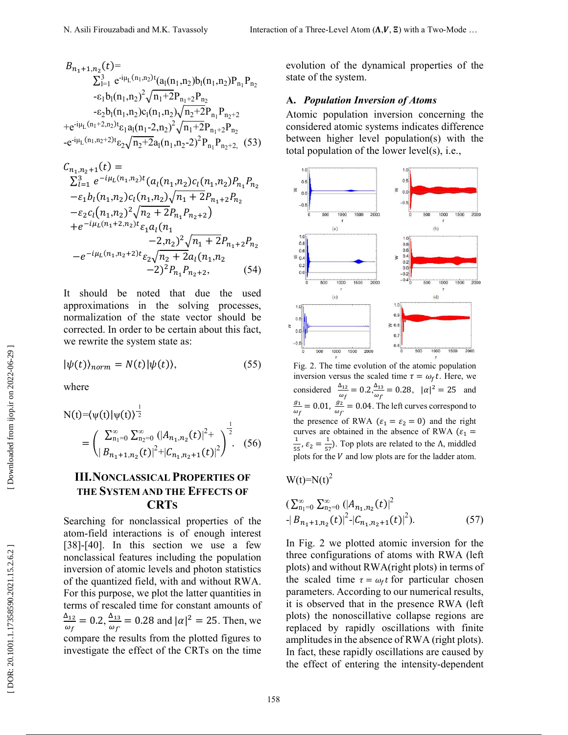$$B_{n_1+1,n_2}(t)= \sum_{l=1}^{3} e^{-i\mu_L(n_1,n_2)t}(a_l(n_1,n_2)b_l(n_1,n_2)P_{n_1}P_{n_2} -\varepsilon_1 b_l(n_1,n_2)^2\sqrt{n_1+2}P_{n_1+2}P_{n_2} -\varepsilon_2 b_l(n_1,n_2)c_l(n_1,n_2)\sqrt{n_2+2}P_{n_1}P_{n_2+2} +e^{-i\mu_L(n_1+2,n_2)t}\varepsilon_1 a_l(n_1-2,n_2)^2\sqrt{n_1+2}P_{n_1+2}P_{n_2} -e^{-i\mu_L(n_1,n_2+2)t}\varepsilon_2\sqrt{n_2+2}a_l(n_1,n_2-2)^2P_{n_1}P_{n_2+2}, \quad (53)$$

$$C_{n_1,n_2+1}(t) = \sum_{l=1}^{3} e^{-i\mu_L(n_1,n_2)t}(a_l(n_1,n_2)c_l(n_1,n_2)P_{n_1}P_{n_2} -\varepsilon_1 b_l(n_1,n_2)c_l(n_1,n_2)\sqrt{n_1+2}P_{n_1+2}P_{n_2} -\varepsilon_2 c_l(n_1,n_2)^2\sqrt{n_2+2}P_{n_1}P_{n_2+2}) +e^{-i\mu_L(n_1+2,n_2)t}\varepsilon_1 a_l(n_1-2,n_2)^2\sqrt{n_1+2}P_{n_1+2}P_{n_2} -e^{-i\mu_L(n_1,n_2+2)t}\varepsilon_2\sqrt{n_2+2}a_l(n_1,n_2-2)^2P_{n_1}P_{n_2+2}, \quad (54)$$

It should be noted that due the used approximations in the solving processes, normalization of the state vector should be corrected. In order to be certain about this fact, we rewrite the system state as:

$$|\psi(t)\rangle_{norm} = N(t)|\psi(t)\rangle, \quad (55)$$

where

$$N(t)=\langle\psi(t)|\psi(t)\rangle^{-\frac{1}{2}} = \left(\sum_{n_1=0}^{\infty}\sum_{n_2=0}^{\infty}(|A_{n_1,n_2}(t)|^2 + |B_{n_1+1,n_2}(t)|^2+|C_{n_1,n_2+1}(t)|^2\right)^{-\frac{1}{2}}. \quad (56)$$

## III. NONCLASSICAL PROPERTIES OF THE SYSTEM AND THE EFFECTS OF CRTS

Searching for nonclassical properties of the atom-field interactions is of enough interest [38]-[40]. In this section we use a few nonclassical features including the population inversion of atomic levels and photon statistics of the quantized field, with and without RWA. For this purpose, we plot the latter quantities in terms of rescaled time for constant amounts of $\frac{\Delta_{12}}{\omega_f} = 0.2, \frac{\Delta_{13}}{\omega_{f'}} = 0.28$ and $|\alpha|^2 = 25$. Then, we compare the results from the plotted figures to investigate the effect of the CRTs on the time evolution of the dynamical properties of the state of the system.

### A. *Population Inversion of Atoms*

Atomic population inversion concerning the considered atomic systems indicates difference between higher level population(s) with the total population of the lower level(s), i.e.,

Fig. 2. The time evolution of the atomic population inversion versus the scaled time $\tau = \omega_f t$. Here, we considered $\frac{\Delta_{12}}{\omega_f} = 0.2, \frac{\Delta_{13}}{\omega_{f'}} = 0.28$, $|\alpha|^2 = 25$ and $\frac{g_1}{\omega_f} = 0.01$, $\frac{g_2}{\omega_{f'}} = 0.04$. The left curves correspond to the presence of RWA ($\varepsilon_1 = \varepsilon_2 = 0$) and the right curves are obtained in the absence of RWA ($\varepsilon_1 = \frac{1}{55}, \varepsilon_2 = \frac{1}{57}$). Top plots are related to the $\Lambda$, middled plots for the $V$ and low plots are for the ladder atom.

$$W(t)=N(t)^2 \left(\sum_{n_1=0}^{\infty}\sum_{n_2=0}^{\infty}(|A_{n_1,n_2}(t)|^2 -|B_{n_1+1,n_2}(t)|^2-|C_{n_1,n_2+1}(t)|^2\right). \quad (57)$$

In Fig. 2 we plotted atomic inversion for the three configurations of atoms with RWA (left plots) and without RWA(right plots) in terms of the scaled time $\tau = \omega_f t$ for particular chosen parameters. According to our numerical results, it is observed that in the presence RWA (left plots) the nonoscillative collapse regions are replaced by rapidly oscillations with finite amplitudes in the absence of RWA (right plots). In fact, these rapidly oscillations are caused by the effect of entering the intensity-dependent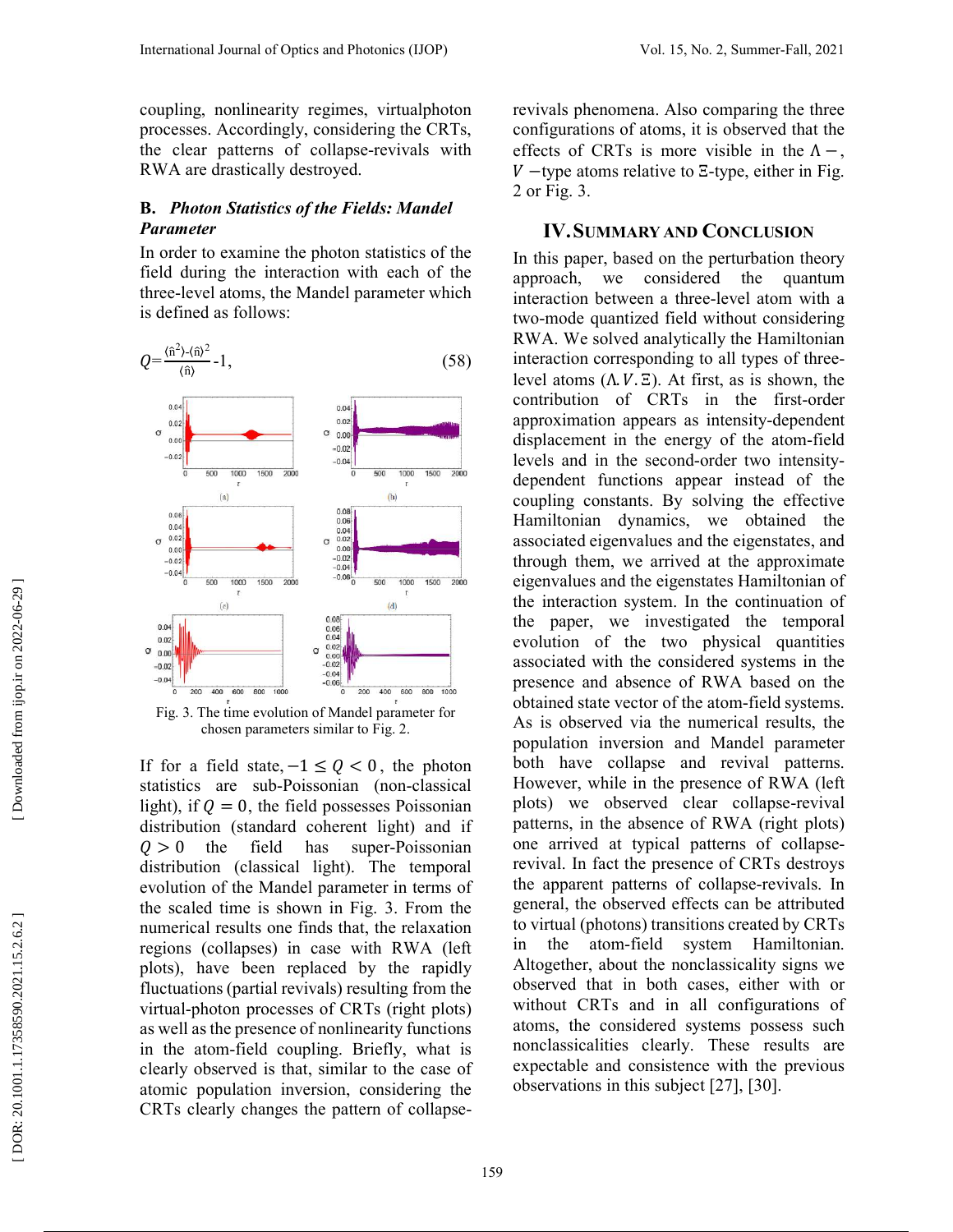coupling, nonlinearity regimes, virtualphoton processes. Accordingly, considering the CRTs, the clear patterns of collapse-revivals with RWA are drastically destroyed.

### B. *Photon Statistics of the Fields: Mandel Parameter*

In order to examine the photon statistics of the field during the interaction with each of the three-level atoms, the Mandel parameter which is defined as follows:

$$Q=\frac{\langle \hat{n}^2\rangle-\langle \hat{n}\rangle^2}{\langle \hat{n}\rangle}-1, \tag{58}$$

Fig. 3. The time evolution of Mandel parameter for chosen parameters similar to Fig. 2.

If for a field state, $-1 \leq Q < 0$, the photon statistics are sub-Poissonian (non-classical light), if $Q = 0$, the field possesses Poissonian distribution (standard coherent light) and if $Q > 0$ the field has super-Poissonian distribution (classical light). The temporal evolution of the Mandel parameter in terms of the scaled time is shown in Fig. 3. From the numerical results one finds that, the relaxation regions (collapses) in case with RWA (left plots), have been replaced by the rapidly fluctuations (partial revivals) resulting from the virtual-photon processes of CRTs (right plots) as well as the presence of nonlinearity functions in the atom-field coupling. Briefly, what is clearly observed is that, similar to the case of atomic population inversion, considering the CRTs clearly changes the pattern of collapse-revivals phenomena. Also comparing the three configurations of atoms, it is observed that the effects of CRTs is more visible in the $\Lambda-$, $V-$type atoms relative to $\Xi$-type, either in Fig. 2 or Fig. 3.

## IV. Summary and Conclusion

In this paper, based on the perturbation theory approach, we considered the quantum interaction between a three-level atom with a two-mode quantized field without considering RWA. We solved analytically the Hamiltonian interaction corresponding to all types of three-level atoms ($\Lambda.V.\Xi$). At first, as is shown, the contribution of CRTs in the first-order approximation appears as intensity-dependent displacement in the energy of the atom-field levels and in the second-order two intensity-dependent functions appear instead of the coupling constants. By solving the effective Hamiltonian dynamics, we obtained the associated eigenvalues and the eigenstates, and through them, we arrived at the approximate eigenvalues and the eigenstates Hamiltonian of the interaction system. In the continuation of the paper, we investigated the temporal evolution of the two physical quantities associated with the considered systems in the presence and absence of RWA based on the obtained state vector of the atom-field systems. As is observed via the numerical results, the population inversion and Mandel parameter both have collapse and revival patterns. However, while in the presence of RWA (left plots) we observed clear collapse-revival patterns, in the absence of RWA (right plots) one arrived at typical patterns of collapse-revival. In fact the presence of CRTs destroys the apparent patterns of collapse-revivals. In general, the observed effects can be attributed to virtual (photons) transitions created by CRTs in the atom-field system Hamiltonian. Altogether, about the nonclassicality signs we observed that in both cases, either with or without CRTs and in all configurations of atoms, the considered systems possess such nonclassicalities clearly. These results are expectable and consistence with the previous observations in this subject [27], [30].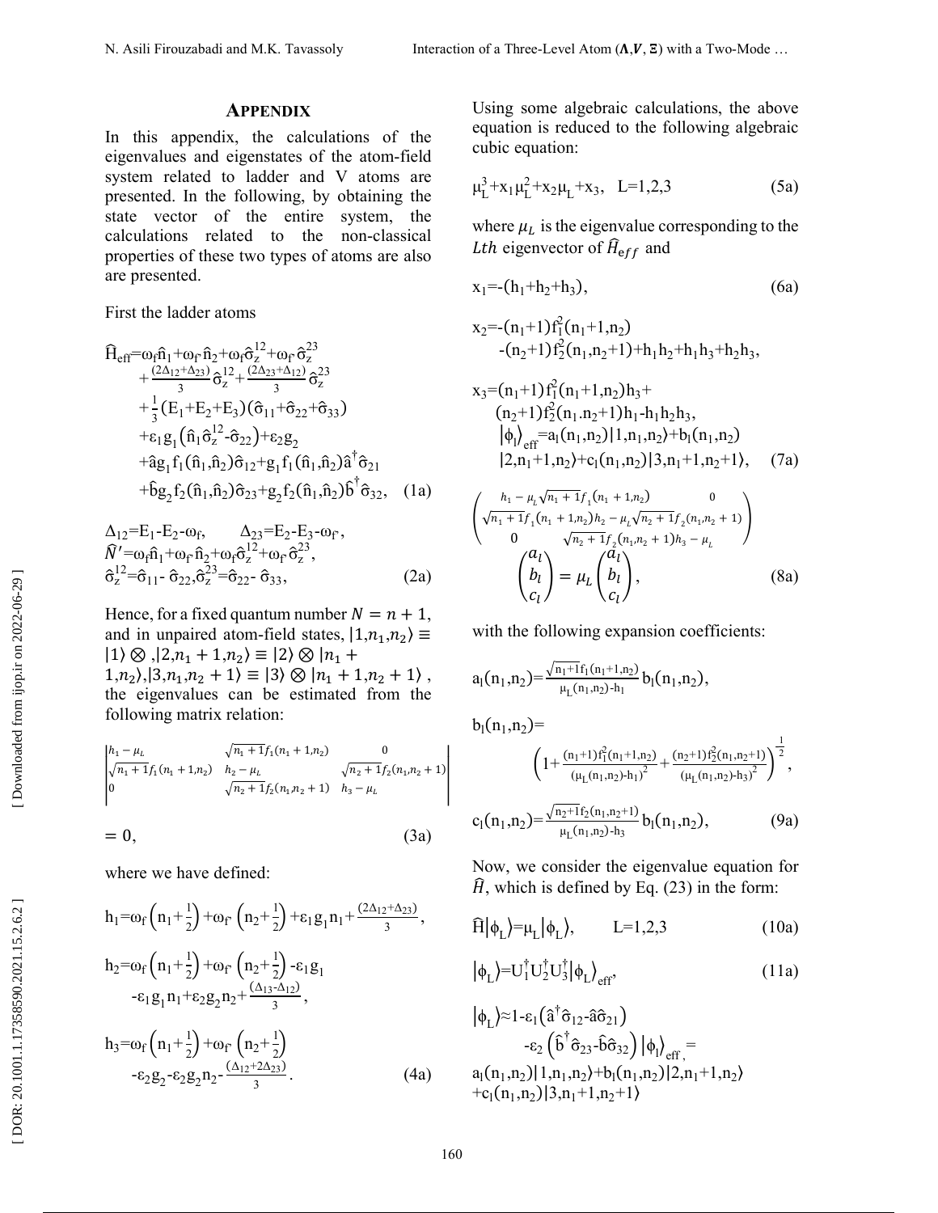## APPENDIX

In this appendix, the calculations of the eigenvalues and eigenstates of the atom-field system related to ladder and V atoms are presented. In the following, by obtaining the state vector of the entire system, the calculations related to the non-classical properties of these two types of atoms are also are presented.

First the ladder atoms

$$\hat{H}_{eff}=\omega_f\hat{n}_1+\omega_{f'}\hat{n}_2+\omega_f\hat{\sigma}_z^{12}+\omega_{f'}\hat{\sigma}_z^{23}+\frac{(2\Delta_{12}+\Delta_{23})}{3}\hat{\sigma}_z^{12}+\frac{(2\Delta_{23}+\Delta_{12})}{3}\hat{\sigma}_z^{23}+\frac{1}{3}(E_1+E_2+E_3)(\hat{\sigma}_{11}+\hat{\sigma}_{22}+\hat{\sigma}_{33})+\varepsilon_1 g_1(\hat{n}_1\hat{\sigma}_z^{12}-\hat{\sigma}_{22})+\varepsilon_2 g_2+\hat{a}g_1 f_1(\hat{n}_1,\hat{n}_2)\hat{\sigma}_{12}+g_1 f_1(\hat{n}_1,\hat{n}_2)\hat{a}^{\dagger}\hat{\sigma}_{21}+\hat{b}g_2 f_2(\hat{n}_1,\hat{n}_2)\hat{\sigma}_{23}+g_2 f_2(\hat{n}_1,\hat{n}_2)\hat{b}^{\dagger}\hat{\sigma}_{32}, \quad (1a)$$

$$\Delta_{12}=E_1-E_2-\omega_f, \qquad \Delta_{23}=E_2-E_3-\omega_{f'},$$
$$\hat{N}'=\omega_f\hat{n}_1+\omega_{f'}\hat{n}_2+\omega_f\hat{\sigma}_z^{12}+\omega_{f'}\hat{\sigma}_z^{23},$$
$$\hat{\sigma}_z^{12}=\hat{\sigma}_{11}-\hat{\sigma}_{22},\hat{\sigma}_z^{23}=\hat{\sigma}_{22}-\hat{\sigma}_{33}, \quad (2a)$$

Hence, for a fixed quantum number $N=n+1$, and in unpaired atom-field states, $|1,n_1,n_2\rangle\equiv|1\rangle\otimes$ ,$|2,n_1+1,n_2\rangle\equiv|2\rangle\otimes|n_1+1,n_2\rangle$,$|3,n_1,n_2+1\rangle\equiv|3\rangle\otimes|n_1+1,n_2+1\rangle$, the eigenvalues can be estimated from the following matrix relation:

$$\begin{vmatrix} h_1-\mu_L & \sqrt{n_1+1}f_1(n_1+1,n_2) & 0 \\ \sqrt{n_1+1}f_1(n_1+1,n_2) & h_2-\mu_L & \sqrt{n_2+1}f_2(n_1,n_2+1) \\ 0 & \sqrt{n_2+1}f_2(n_1,n_2+1) & h_3-\mu_L \end{vmatrix}=0, \quad (3a)$$

where we have defined:

$$h_1=\omega_f\left(n_1+\frac{1}{2}\right)+\omega_{f'}\left(n_2+\frac{1}{2}\right)+\varepsilon_1 g_1 n_1+\frac{(2\Delta_{12}+\Delta_{23})}{3},$$

$$h_2=\omega_f\left(n_1+\frac{1}{2}\right)+\omega_{f'}\left(n_2+\frac{1}{2}\right)-\varepsilon_1 g_1-\varepsilon_1 g_1 n_1+\varepsilon_2 g_2 n_2+\frac{(\Delta_{13}-\Delta_{12})}{3},$$

$$h_3=\omega_f\left(n_1+\frac{1}{2}\right)+\omega_{f'}\left(n_2+\frac{1}{2}\right)-\varepsilon_2 g_2-\varepsilon_2 g_2 n_2-\frac{(\Delta_{12}+2\Delta_{23})}{3}. \quad (4a)$$

Using some algebraic calculations, the above equation is reduced to the following algebraic cubic equation:

$$\mu_L^3+x_1\mu_L^2+x_2\mu_L+x_3, \quad L=1,2,3 \quad (5a)$$

where $\mu_L$ is the eigenvalue corresponding to the $Lth$ eigenvector of $\hat{H}_{eff}$ and

$$x_1=-(h_1+h_2+h_3), \quad (6a)$$

$$x_2=-(n_1+1)f_1^2(n_1+1,n_2)-(n_2+1)f_2^2(n_1,n_2+1)+h_1h_2+h_1h_3+h_2h_3,$$

$$x_3=(n_1+1)f_1^2(n_1+1,n_2)h_3+(n_2+1)f_2^2(n_1.n_2+1)h_1-h_1h_2h_3,$$
$$|\phi_l\rangle_{eff}=a_l(n_1,n_2)|1,n_1,n_2\rangle+b_l(n_1,n_2)|2,n_1+1,n_2\rangle+c_l(n_1,n_2)|3,n_1+1,n_2+1\rangle, \quad (7a)$$

$$\begin{pmatrix} h_1-\mu_L & \sqrt{n_1+1}f_1(n_1+1,n_2) & 0 \\ \sqrt{n_1+1}f_1(n_1+1,n_2) & h_2-\mu_L & \sqrt{n_2+1}f_2(n_1,n_2+1) \\ 0 & \sqrt{n_2+1}f_2(n_1,n_2+1) & h_3-\mu_L \end{pmatrix}\begin{pmatrix} a_l \\ b_l \\ c_l \end{pmatrix}=\mu_L\begin{pmatrix} a_l \\ b_l \\ c_l \end{pmatrix}, \quad (8a)$$

with the following expansion coefficients:

$$a_l(n_1,n_2)=\frac{\sqrt{n_1+1}f_1(n_1+1,n_2)}{\mu_L(n_1,n_2)-h_1}b_l(n_1,n_2),$$

$$b_l(n_1,n_2)=\left(1+\frac{(n_1+1)f_1^2(n_1+1,n_2)}{(\mu_L(n_1,n_2)-h_1)^2}+\frac{(n_2+1)f_2^2(n_1,n_2+1)}{(\mu_L(n_1,n_2)-h_3)^2}\right)^{\frac{1}{2}},$$

$$c_l(n_1,n_2)=\frac{\sqrt{n_2+1}f_2(n_1,n_2+1)}{\mu_L(n_1,n_2)-h_3}b_l(n_1,n_2), \quad (9a)$$

Now, we consider the eigenvalue equation for $\hat{H}$, which is defined by Eq. (23) in the form:

$$\hat{H}|\phi_L\rangle=\mu_L|\phi_L\rangle, \qquad L=1,2,3 \quad (10a)$$

$$|\phi_L\rangle=U_1^{\dagger}U_2^{\dagger}U_3^{\dagger}|\phi_L\rangle_{eff}, \quad (11a)$$

$$|\phi_L\rangle\approx 1-\varepsilon_1(\hat{a}^{\dagger}\hat{\sigma}_{12}-\hat{a}\hat{\sigma}_{21})-\varepsilon_2(\hat{b}^{\dagger}\hat{\sigma}_{23}-\hat{b}\hat{\sigma}_{32})|\phi_l\rangle_{eff},=a_l(n_1,n_2)|1,n_1,n_2\rangle+b_l(n_1,n_2)|2,n_1+1,n_2\rangle+c_l(n_1,n_2)|3,n_1+1,n_2+1\rangle$$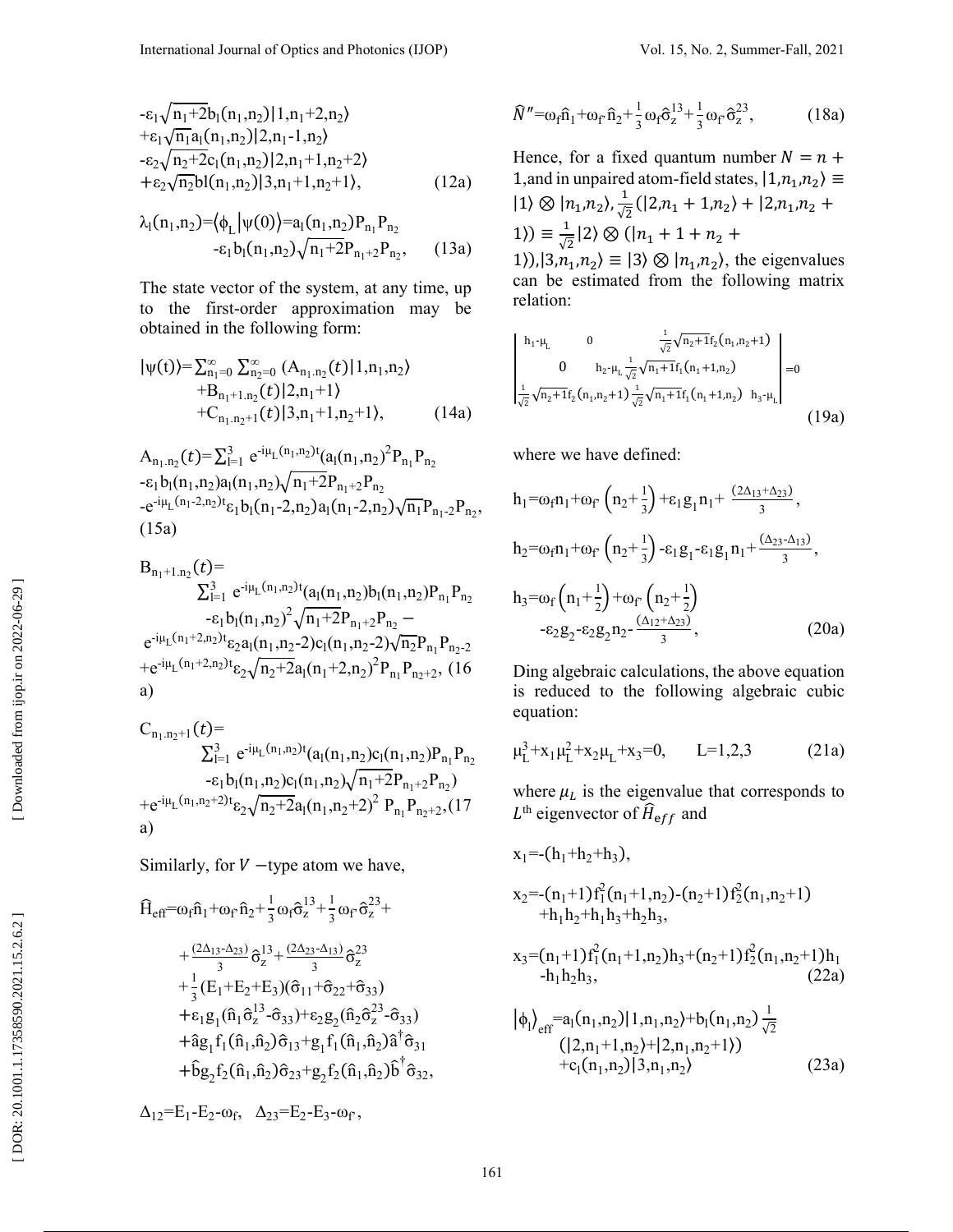$$
\begin{aligned}
&-\varepsilon_1\sqrt{n_1+2}b_l(n_1,n_2)|1,n_1+2,n_2\rangle \\
&+\varepsilon_1\sqrt{n_1}a_l(n_1,n_2)|2,n_1-1,n_2\rangle \\
&-\varepsilon_2\sqrt{n_2+2}c_l(n_1,n_2)|2,n_1+1,n_2+2\rangle \\
&+\varepsilon_2\sqrt{n_2}bl(n_1,n_2)|3,n_1+1,n_2+1\rangle, \qquad (12a)
\end{aligned}
$$

$$
\begin{aligned}
\lambda_l(n_1,n_2)=\langle\phi_L|\psi(0)\rangle=&a_l(n_1,n_2)P_{n_1}P_{n_2} \\
&-\varepsilon_1 b_l(n_1,n_2)\sqrt{n_1+2}P_{n_1+2}P_{n_2}, \qquad (13a)
\end{aligned}
$$

The state vector of the system, at any time, up to the first-order approximation may be obtained in the following form:

$$
\begin{aligned}
|\psi(t)\rangle=\sum_{n_1=0}^{\infty}\sum_{n_2=0}^{\infty}(&A_{n_1.n_2}(t)|1,n_1,n_2\rangle \\
&+B_{n_1+1.n_2}(t)|2,n_1+1\rangle \\
&+C_{n_1.n_2+1}(t)|3,n_1+1,n_2+1\rangle, \qquad (14a)
\end{aligned}
$$

$$
\begin{aligned}
A_{n_1.n_2}(t)=&\sum_{l=1}^{3}e^{-i\mu_L(n_1,n_2)t}(a_l(n_1,n_2)^2P_{n_1}P_{n_2} \\
&-\varepsilon_1 b_l(n_1,n_2)a_l(n_1,n_2)\sqrt{n_1+2}P_{n_1+2}P_{n_2} \\
&-e^{-i\mu_L(n_1-2,n_2)t}\varepsilon_1 b_l(n_1-2,n_2)a_l(n_1-2,n_2)\sqrt{n_1}P_{n_1-2}P_{n_2}, \qquad (15a)
\end{aligned}
$$

$$
\begin{aligned}
B_{n_1+1.n_2}(t)=&\sum_{l=1}^{3}e^{-i\mu_L(n_1,n_2)t}(a_l(n_1,n_2)b_l(n_1,n_2)P_{n_1}P_{n_2} \\
&-\varepsilon_1 b_l(n_1,n_2)^2\sqrt{n_1+2}P_{n_1+2}P_{n_2} - \\
&e^{-i\mu_L(n_1,n_2-2)t}\varepsilon_2 a_l(n_1,n_2-2)c_l(n_1,n_2-2)\sqrt{n_2}P_{n_1}P_{n_2-2} \\
&+e^{-i\mu_L(n_1+2,n_2)t}\varepsilon_2\sqrt{n_2+2}a_l(n_1+2,n_2)^2P_{n_1}P_{n_2+2}, \qquad (16a)
\end{aligned}
$$

$$
\begin{aligned}
C_{n_1.n_2+1}(t)=&\sum_{l=1}^{3}e^{-i\mu_L(n_1,n_2)t}(a_l(n_1,n_2)c_l(n_1,n_2)P_{n_1}P_{n_2} \\
&-\varepsilon_1 b_l(n_1,n_2)c_l(n_1,n_2)\sqrt{n_1+2}P_{n_1+2}P_{n_2}) \\
&+e^{-i\mu_L(n_1,n_2+2)t}\varepsilon_2\sqrt{n_2+2}a_l(n_1,n_2+2)^2P_{n_1}P_{n_2+2}, \qquad (17a)
\end{aligned}
$$

Similarly, for $V$ –type atom we have,

$$
\begin{aligned}
\hat{H}_{eff}=&\omega_f\hat{n}_1+\omega_{f'}\hat{n}_2+\tfrac{1}{3}\omega_f\hat{\sigma}_z^{13}+\tfrac{1}{3}\omega_{f'}\hat{\sigma}_z^{23}+ \\
&+\tfrac{(2\Delta_{13}-\Delta_{23})}{3}\hat{\sigma}_z^{13}+\tfrac{(2\Delta_{23}-\Delta_{13})}{3}\hat{\sigma}_z^{23} \\
&+\tfrac{1}{3}(E_1+E_2+E_3)(\hat{\sigma}_{11}+\hat{\sigma}_{22}+\hat{\sigma}_{33}) \\
&+\varepsilon_1 g_1(\hat{n}_1\hat{\sigma}_z^{13}-\hat{\sigma}_{33})+\varepsilon_2 g_2(\hat{n}_2\hat{\sigma}_z^{23}-\hat{\sigma}_{33}) \\
&+\hat{a}g_1 f_1(\hat{n}_1,\hat{n}_2)\hat{\sigma}_{13}+g_1 f_1(\hat{n}_1,\hat{n}_2)\hat{a}^{\dagger}\hat{\sigma}_{31} \\
&+\hat{b}g_2 f_2(\hat{n}_1,\hat{n}_2)\hat{\sigma}_{23}+g_2 f_2(\hat{n}_1,\hat{n}_2)\hat{b}^{\dagger}\hat{\sigma}_{32},
\end{aligned}
$$

$\Delta_{12}=E_1-E_2-\omega_f,\quad \Delta_{23}=E_2-E_3-\omega_{f'},$

$$
\hat{N}''=\omega_f\hat{n}_1+\omega_{f'}\hat{n}_2+\tfrac{1}{3}\omega_f\hat{\sigma}_z^{13}+\tfrac{1}{3}\omega_{f'}\hat{\sigma}_z^{23}, \qquad (18a)
$$

Hence, for a fixed quantum number $N=n+1$, and in unpaired atom-field states, $|1,n_1,n_2\rangle\equiv|1\rangle\otimes|n_1,n_2\rangle$, $\frac{1}{\sqrt{2}}(|2,n_1+1,n_2\rangle+|2,n_1,n_2+1\rangle)\equiv\frac{1}{\sqrt{2}}|2\rangle\otimes(|n_1+1+n_2+1\rangle)$, $|3,n_1,n_2\rangle\equiv|3\rangle\otimes|n_1,n_2\rangle$, the eigenvalues can be estimated from the following matrix relation:

$$
\begin{vmatrix}
h_1-\mu_L & 0 & \frac{1}{\sqrt{2}}\sqrt{n_2+1}f_2(n_1,n_2+1) \\
0 & h_2-\mu_L\frac{1}{\sqrt{2}}\sqrt{n_1+1}f_1(n_1+1,n_2) & \\
\frac{1}{\sqrt{2}}\sqrt{n_2+1}f_2(n_1,n_2+1) & \frac{1}{\sqrt{2}}\sqrt{n_1+1}f_1(n_1+1,n_2) & h_3-\mu_L
\end{vmatrix}=0 \qquad (19a)
$$

where we have defined:

$$
h_1=\omega_f n_1+\omega_{f'}\left(n_2+\tfrac{1}{3}\right)+\varepsilon_1 g_1 n_1+\tfrac{(2\Delta_{13}+\Delta_{23})}{3},
$$

$$
h_2=\omega_f n_1+\omega_{f'}\left(n_2+\tfrac{1}{3}\right)-\varepsilon_1 g_1-\varepsilon_1 g_1 n_1+\tfrac{(\Delta_{23}-\Delta_{13})}{3},
$$

$$
\begin{aligned}
h_3=&\omega_f\left(n_1+\tfrac{1}{2}\right)+\omega_{f'}\left(n_2+\tfrac{1}{2}\right) \\
&-\varepsilon_2 g_2-\varepsilon_2 g_2 n_2-\tfrac{(\Delta_{12}+\Delta_{23})}{3}, \qquad (20a)
\end{aligned}
$$

Ding algebraic calculations, the above equation is reduced to the following algebraic cubic equation:

$$
\mu_L^3+x_1\mu_L^2+x_2\mu_L+x_3=0, \qquad L=1,2,3 \qquad (21a)
$$

where $\mu_L$ is the eigenvalue that corresponds to $L^{\text{th}}$ eigenvector of $\hat{H}_{eff}$ and

$$
x_1=-(h_1+h_2+h_3),
$$

$$
\begin{aligned}
x_2=&-(n_1+1)f_1^2(n_1+1,n_2)-(n_2+1)f_2^2(n_1,n_2+1) \\
&+h_1h_2+h_1h_3+h_2h_3,
\end{aligned}
$$

$$
\begin{aligned}
x_3=&(n_1+1)f_1^2(n_1+1,n_2)h_3+(n_2+1)f_2^2(n_1,n_2+1)h_1 \\
&-h_1h_2h_3, \qquad (22a)
\end{aligned}
$$

$$
\begin{aligned}
|\phi_l\rangle_{eff}=&a_l(n_1,n_2)|1,n_1,n_2\rangle+b_l(n_1,n_2)\tfrac{1}{\sqrt{2}} \\
&(|2,n_1+1,n_2\rangle+|2,n_1,n_2+1\rangle) \\
&+c_l(n_1,n_2)|3,n_1,n_2\rangle \qquad (23a)
\end{aligned}
$$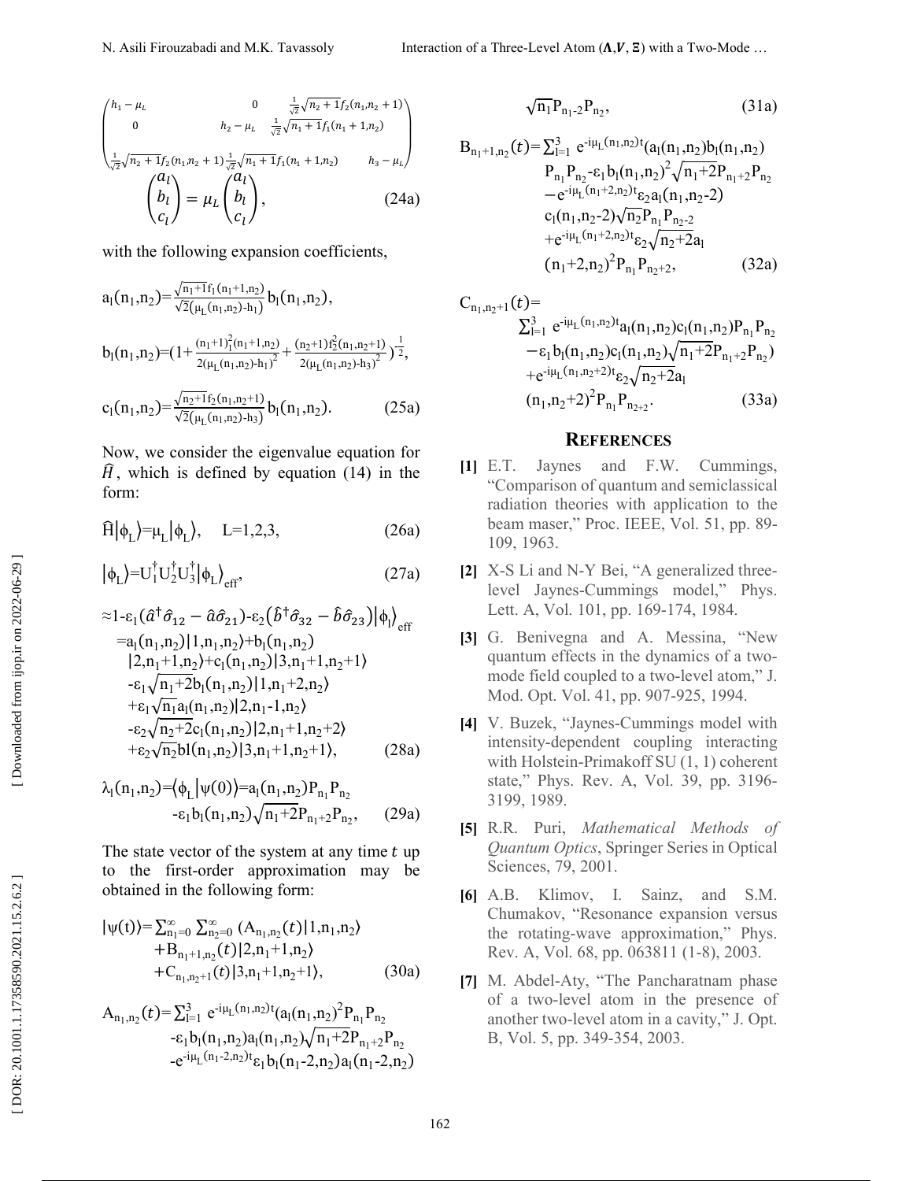$$
\begin{pmatrix}
h_1-\mu_L & 0 & \frac{1}{\sqrt{2}}\sqrt{n_2+1}f_2(n_1,n_2+1) \\
0 & h_2-\mu_L & \frac{1}{\sqrt{2}}\sqrt{n_1+1}f_1(n_1+1,n_2) \\
\frac{1}{\sqrt{2}}\sqrt{n_2+1}f_2(n_1,n_2+1) & \frac{1}{\sqrt{2}}\sqrt{n_1+1}f_1(n_1+1,n_2) & h_3-\mu_L
\end{pmatrix}
\begin{pmatrix} a_l \\ b_l \\ c_l \end{pmatrix} = \mu_L \begin{pmatrix} a_l \\ b_l \\ c_l \end{pmatrix}, \tag{24a}
$$

with the following expansion coefficients,

$$
a_l(n_1,n_2)=\frac{\sqrt{n_1+1}f_1(n_1+1,n_2)}{\sqrt{2}(\mu_L(n_1,n_2)-h_1)}b_l(n_1,n_2),
$$

$$
b_l(n_1,n_2)=\left(1+\frac{(n_1+1)f_1^2(n_1+1,n_2)}{2(\mu_L(n_1,n_2)-h_1)^2}+\frac{(n_2+1)f_2^2(n_1,n_2+1)}{2(\mu_L(n_1,n_2)-h_3)^2}\right)^{-\frac{1}{2}},
$$

$$
c_l(n_1,n_2)=\frac{\sqrt{n_2+1}f_2(n_1,n_2+1)}{\sqrt{2}(\mu_L(n_1,n_2)-h_3)}b_l(n_1,n_2). \tag{25a}
$$

Now, we consider the eigenvalue equation for $\widehat{H}$, which is defined by equation (14) in the form:

$$
\widehat{H}|\phi_L\rangle=\mu_L|\phi_L\rangle, \quad L=1,2,3, \tag{26a}
$$

$$
|\phi_L\rangle=U_1^\dagger U_2^\dagger U_3^\dagger|\phi_L\rangle_{\text{eff}}, \tag{27a}
$$

$$
\begin{aligned}
&\approx 1-\varepsilon_1(\hat{a}^\dagger\hat{\sigma}_{12}-\hat{a}\hat{\sigma}_{21})-\varepsilon_2(\hat{b}^\dagger\hat{\sigma}_{32}-\hat{b}\hat{\sigma}_{23})|\phi_l\rangle_{\text{eff}} \\
&=a_l(n_1,n_2)|1,n_1,n_2\rangle+b_l(n_1,n_2)|2,n_1+1,n_2\rangle+c_l(n_1,n_2)|3,n_1+1,n_2+1\rangle \\
&\quad-\varepsilon_1\sqrt{n_1+2}\,b_l(n_1,n_2)|1,n_1+2,n_2\rangle \\
&\quad+\varepsilon_1\sqrt{n_1}\,a_l(n_1,n_2)|2,n_1-1,n_2\rangle \\
&\quad-\varepsilon_2\sqrt{n_2+2}\,c_l(n_1,n_2)|2,n_1+1,n_2+2\rangle \\
&\quad+\varepsilon_2\sqrt{n_2}\,bl(n_1,n_2)|3,n_1+1,n_2+1\rangle,
\end{aligned} \tag{28a}
$$

$$
\lambda_l(n_1,n_2)=\langle\phi_L|\psi(0)\rangle=a_l(n_1,n_2)P_{n_1}P_{n_2}-\varepsilon_1 b_l(n_1,n_2)\sqrt{n_1+2}P_{n_1+2}P_{n_2}, \tag{29a}
$$

The state vector of the system at any time $t$ up to the first-order approximation may be obtained in the following form:

$$
\begin{aligned}
|\psi(t)\rangle=\sum_{n_1=0}^{\infty}\sum_{n_2=0}^{\infty}\big(&A_{n_1,n_2}(t)|1,n_1,n_2\rangle \\
&+B_{n_1+1,n_2}(t)|2,n_1+1,n_2\rangle \\
&+C_{n_1,n_2+1}(t)|3,n_1+1,n_2+1\rangle,
\end{aligned} \tag{30a}
$$

$$
\begin{aligned}
A_{n_1,n_2}(t)=\sum_{l=1}^{3}&e^{-i\mu_L(n_1,n_2)t}\big(a_l(n_1,n_2)^2P_{n_1}P_{n_2} \\
&-\varepsilon_1 b_l(n_1,n_2)a_l(n_1,n_2)\sqrt{n_1+2}P_{n_1+2}P_{n_2} \\
&-e^{-i\mu_L(n_1-2,n_2)t}\varepsilon_1 b_l(n_1-2,n_2)a_l(n_1-2,n_2) \\
&\sqrt{n_1}P_{n_1-2}P_{n_2},
\end{aligned} \tag{31a}
$$

$$
\begin{aligned}
B_{n_1+1,n_2}(t)=\sum_{l=1}^{3}&e^{-i\mu_L(n_1,n_2)t}\big(a_l(n_1,n_2)b_l(n_1,n_2) \\
&P_{n_1}P_{n_2}-\varepsilon_1 b_l(n_1,n_2)^2\sqrt{n_1+2}P_{n_1+2}P_{n_2} \\
&-e^{-i\mu_L(n_1+2,n_2)t}\varepsilon_2 a_l(n_1,n_2-2) \\
&c_l(n_1,n_2-2)\sqrt{n_2}P_{n_1}P_{n_2-2} \\
&+e^{-i\mu_L(n_1+2,n_2)t}\varepsilon_2\sqrt{n_2+2}\,a_l \\
&(n_1+2,n_2)^2P_{n_1}P_{n_2+2},
\end{aligned} \tag{32a}
$$

$$
\begin{aligned}
C_{n_1,n_2+1}(t)=&\\
\sum_{l=1}^{3}&e^{-i\mu_L(n_1,n_2)t}a_l(n_1,n_2)c_l(n_1,n_2)P_{n_1}P_{n_2} \\
&-\varepsilon_1 b_l(n_1,n_2)c_l(n_1,n_2)\sqrt{n_1+2}P_{n_1+2}P_{n_2}\big) \\
&+e^{-i\mu_L(n_1,n_2+2)t}\varepsilon_2\sqrt{n_2+2}\,a_l \\
&(n_1,n_2+2)^2P_{n_1}P_{n_2+2}.
\end{aligned} \tag{33a}
$$

## REFERENCES

[1] E.T. Jaynes and F.W. Cummings, "Comparison of quantum and semiclassical radiation theories with application to the beam maser," Proc. IEEE, Vol. 51, pp. 89-109, 1963.

[2] X-S Li and N-Y Bei, "A generalized three-level Jaynes-Cummings model," Phys. Lett. A, Vol. 101, pp. 169-174, 1984.

[3] G. Benivegna and A. Messina, "New quantum effects in the dynamics of a two-mode field coupled to a two-level atom," J. Mod. Opt. Vol. 41, pp. 907-925, 1994.

[4] V. Buzek, "Jaynes-Cummings model with intensity-dependent coupling interacting with Holstein-Primakoff SU (1, 1) coherent state," Phys. Rev. A, Vol. 39, pp. 3196-3199, 1989.

[5] R.R. Puri, *Mathematical Methods of Quantum Optics*, Springer Series in Optical Sciences, 79, 2001.

[6] A.B. Klimov, I. Sainz, and S.M. Chumakov, "Resonance expansion versus the rotating-wave approximation," Phys. Rev. A, Vol. 68, pp. 063811 (1-8), 2003.

[7] M. Abdel-Aty, "The Pancharatnam phase of a two-level atom in the presence of another two-level atom in a cavity," J. Opt. B, Vol. 5, pp. 349-354, 2003.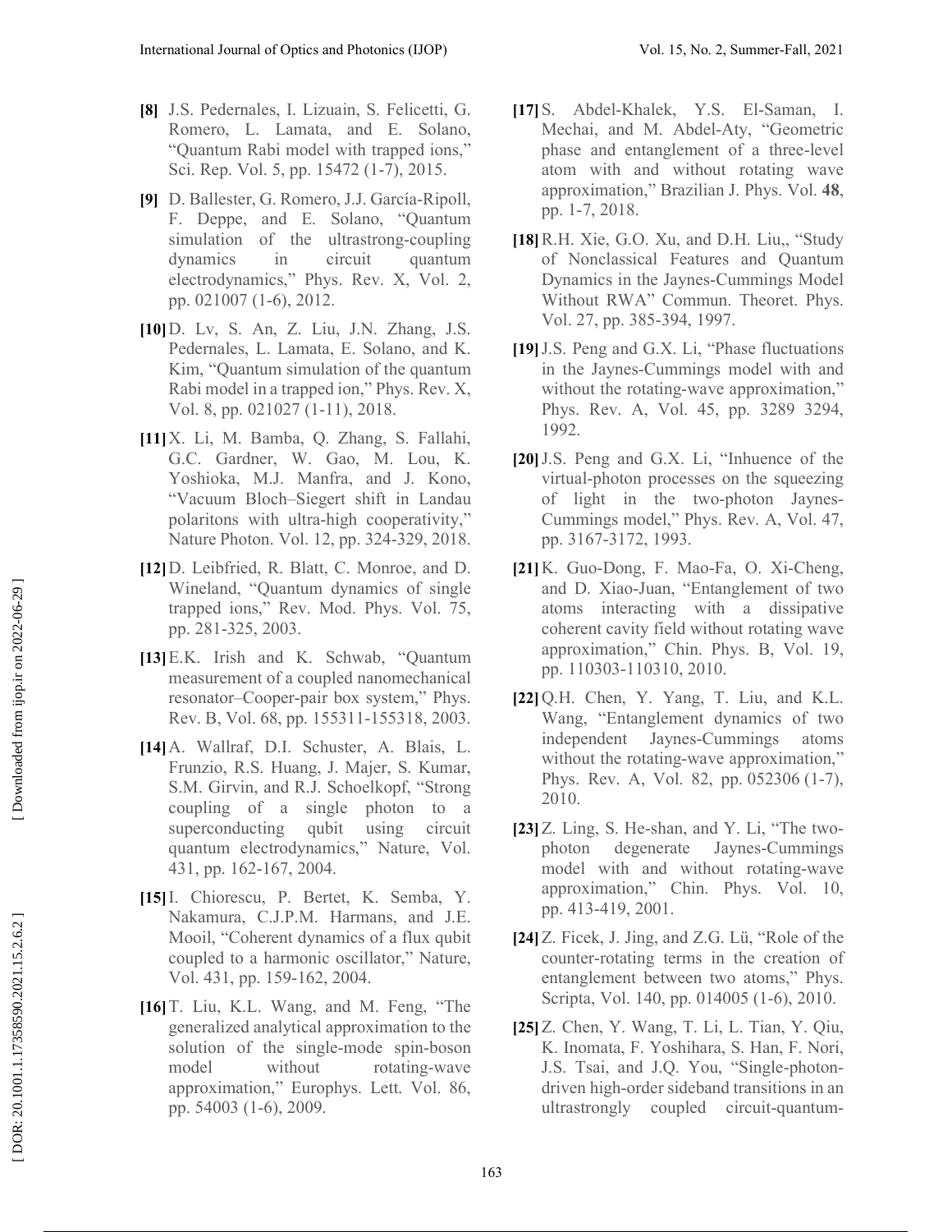**[8]** J.S. Pedernales, I. Lizuain, S. Felicetti, G. Romero, L. Lamata, and E. Solano, "Quantum Rabi model with trapped ions," Sci. Rep. Vol. 5, pp. 15472 (1-7), 2015.

**[9]** D. Ballester, G. Romero, J.J. García-Ripoll, F. Deppe, and E. Solano, "Quantum simulation of the ultrastrong-coupling dynamics in circuit quantum electrodynamics," Phys. Rev. X, Vol. 2, pp. 021007 (1-6), 2012.

**[10]** D. Lv, S. An, Z. Liu, J.N. Zhang, J.S. Pedernales, L. Lamata, E. Solano, and K. Kim, "Quantum simulation of the quantum Rabi model in a trapped ion," Phys. Rev. X, Vol. 8, pp. 021027 (1-11), 2018.

**[11]** X. Li, M. Bamba, Q. Zhang, S. Fallahi, G.C. Gardner, W. Gao, M. Lou, K. Yoshioka, M.J. Manfra, and J. Kono, "Vacuum Bloch–Siegert shift in Landau polaritons with ultra-high cooperativity," Nature Photon. Vol. 12, pp. 324-329, 2018.

**[12]** D. Leibfried, R. Blatt, C. Monroe, and D. Wineland, "Quantum dynamics of single trapped ions," Rev. Mod. Phys. Vol. 75, pp. 281-325, 2003.

**[13]** E.K. Irish and K. Schwab, "Quantum measurement of a coupled nanomechanical resonator–Cooper-pair box system," Phys. Rev. B, Vol. 68, pp. 155311-155318, 2003.

**[14]** A. Wallraf, D.I. Schuster, A. Blais, L. Frunzio, R.S. Huang, J. Majer, S. Kumar, S.M. Girvin, and R.J. Schoelkopf, "Strong coupling of a single photon to a superconducting qubit using circuit quantum electrodynamics," Nature, Vol. 431, pp. 162-167, 2004.

**[15]** I. Chiorescu, P. Bertet, K. Semba, Y. Nakamura, C.J.P.M. Harmans, and J.E. Mooil, "Coherent dynamics of a flux qubit coupled to a harmonic oscillator," Nature, Vol. 431, pp. 159-162, 2004.

**[16]** T. Liu, K.L. Wang, and M. Feng, "The generalized analytical approximation to the solution of the single-mode spin-boson model without rotating-wave approximation," Europhys. Lett. Vol. 86, pp. 54003 (1-6), 2009.

**[17]** S. Abdel-Khalek, Y.S. El-Saman, I. Mechai, and M. Abdel-Aty, "Geometric phase and entanglement of a three-level atom with and without rotating wave approximation," Brazilian J. Phys. Vol. **48**, pp. 1-7, 2018.

**[18]** R.H. Xie, G.O. Xu, and D.H. Liu,, "Study of Nonclassical Features and Quantum Dynamics in the Jaynes-Cummings Model Without RWA" Commun. Theoret. Phys. Vol. 27, pp. 385-394, 1997.

**[19]** J.S. Peng and G.X. Li, "Phase fluctuations in the Jaynes-Cummings model with and without the rotating-wave approximation," Phys. Rev. A, Vol. 45, pp. 3289 3294, 1992.

**[20]** J.S. Peng and G.X. Li, "Inhuence of the virtual-photon processes on the squeezing of light in the two-photon Jaynes-Cummings model," Phys. Rev. A, Vol. 47, pp. 3167-3172, 1993.

**[21]** K. Guo-Dong, F. Mao-Fa, O. Xi-Cheng, and D. Xiao-Juan, "Entanglement of two atoms interacting with a dissipative coherent cavity field without rotating wave approximation," Chin. Phys. B, Vol. 19, pp. 110303-110310, 2010.

**[22]** Q.H. Chen, Y. Yang, T. Liu, and K.L. Wang, "Entanglement dynamics of two independent Jaynes-Cummings atoms without the rotating-wave approximation," Phys. Rev. A, Vol. 82, pp. 052306 (1-7), 2010.

**[23]** Z. Ling, S. He-shan, and Y. Li, "The two-photon degenerate Jaynes-Cummings model with and without rotating-wave approximation," Chin. Phys. Vol. 10, pp. 413-419, 2001.

**[24]** Z. Ficek, J. Jing, and Z.G. Lü, "Role of the counter-rotating terms in the creation of entanglement between two atoms," Phys. Scripta, Vol. 140, pp. 014005 (1-6), 2010.

**[25]** Z. Chen, Y. Wang, T. Li, L. Tian, Y. Qiu, K. Inomata, F. Yoshihara, S. Han, F. Nori, J.S. Tsai, and J.Q. You, "Single-photon-driven high-order sideband transitions in an ultrastrongly coupled circuit-quantum-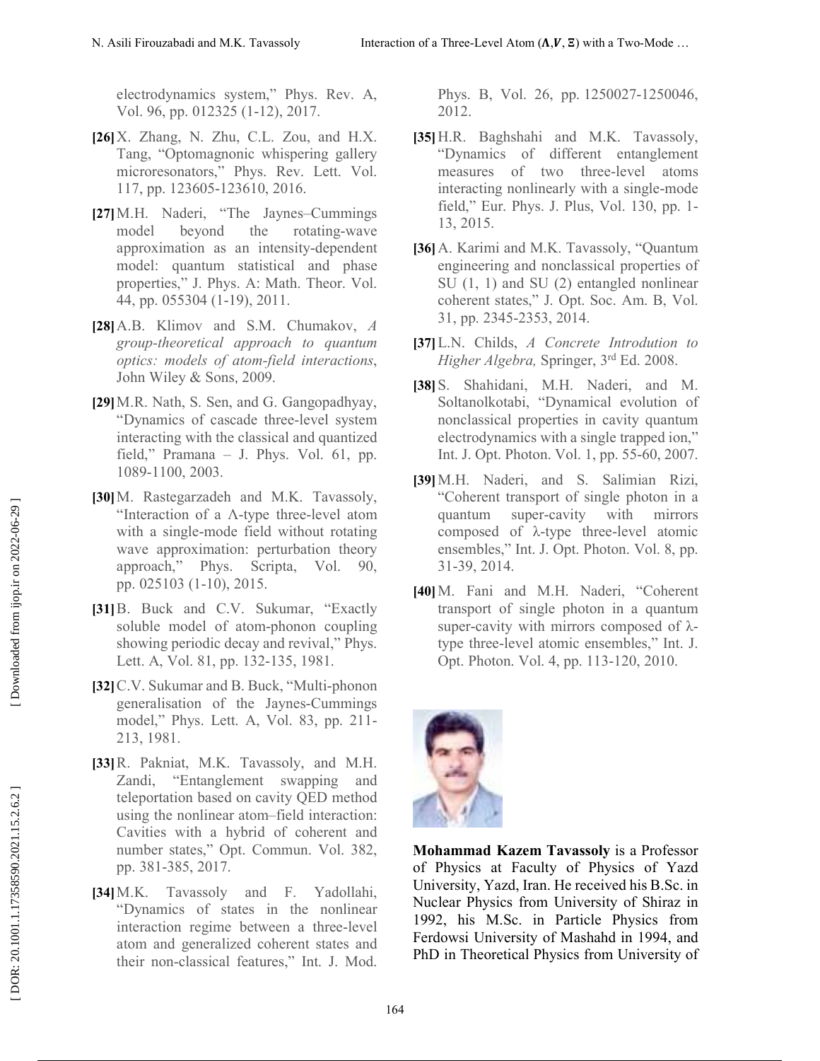electrodynamics system," Phys. Rev. A, Vol. 96, pp. 012325 (1-12), 2017.

**[26]** X. Zhang, N. Zhu, C.L. Zou, and H.X. Tang, "Optomagnonic whispering gallery microresonators," Phys. Rev. Lett. Vol. 117, pp. 123605-123610, 2016.

**[27]** M.H. Naderi, "The Jaynes–Cummings model beyond the rotating-wave approximation as an intensity-dependent model: quantum statistical and phase properties," J. Phys. A: Math. Theor. Vol. 44, pp. 055304 (1-19), 2011.

**[28]** A.B. Klimov and S.M. Chumakov, *A group-theoretical approach to quantum optics: models of atom-field interactions*, John Wiley & Sons, 2009.

**[29]** M.R. Nath, S. Sen, and G. Gangopadhyay, "Dynamics of cascade three-level system interacting with the classical and quantized field," Pramana – J. Phys. Vol. 61, pp. 1089-1100, 2003.

**[30]** M. Rastegarzadeh and M.K. Tavassoly, "Interaction of a Λ-type three-level atom with a single-mode field without rotating wave approximation: perturbation theory approach," Phys. Scripta, Vol. 90, pp. 025103 (1-10), 2015.

**[31]** B. Buck and C.V. Sukumar, "Exactly soluble model of atom-phonon coupling showing periodic decay and revival," Phys. Lett. A, Vol. 81, pp. 132-135, 1981.

**[32]** C.V. Sukumar and B. Buck, "Multi-phonon generalisation of the Jaynes-Cummings model," Phys. Lett. A, Vol. 83, pp. 211-213, 1981.

**[33]** R. Pakniat, M.K. Tavassoly, and M.H. Zandi, "Entanglement swapping and teleportation based on cavity QED method using the nonlinear atom–field interaction: Cavities with a hybrid of coherent and number states," Opt. Commun. Vol. 382, pp. 381-385, 2017.

**[34]** M.K. Tavassoly and F. Yadollahi, "Dynamics of states in the nonlinear interaction regime between a three-level atom and generalized coherent states and their non-classical features," Int. J. Mod. Phys. B, Vol. 26, pp. 1250027-1250046, 2012.

**[35]** H.R. Baghshahi and M.K. Tavassoly, "Dynamics of different entanglement measures of two three-level atoms interacting nonlinearly with a single-mode field," Eur. Phys. J. Plus, Vol. 130, pp. 1-13, 2015.

**[36]** A. Karimi and M.K. Tavassoly, "Quantum engineering and nonclassical properties of SU (1, 1) and SU (2) entangled nonlinear coherent states," J. Opt. Soc. Am. B, Vol. 31, pp. 2345-2353, 2014.

**[37]** L.N. Childs, *A Concrete Introduction to Higher Algebra,* Springer, 3rd Ed. 2008.

**[38]** S. Shahidani, M.H. Naderi, and M. Soltanolkotabi, "Dynamical evolution of nonclassical properties in cavity quantum electrodynamics with a single trapped ion," Int. J. Opt. Photon. Vol. 1, pp. 55-60, 2007.

**[39]** M.H. Naderi, and S. Salimian Rizi, "Coherent transport of single photon in a quantum super-cavity with mirrors composed of λ-type three-level atomic ensembles," Int. J. Opt. Photon. Vol. 8, pp. 31-39, 2014.

**[40]** M. Fani and M.H. Naderi, "Coherent transport of single photon in a quantum super-cavity with mirrors composed of λ-type three-level atomic ensembles," Int. J. Opt. Photon. Vol. 4, pp. 113-120, 2010.

**Mohammad Kazem Tavassoly** is a Professor of Physics at Faculty of Physics of Yazd University, Yazd, Iran. He received his B.Sc. in Nuclear Physics from University of Shiraz in 1992, his M.Sc. in Particle Physics from Ferdowsi University of Mashahd in 1994, and PhD in Theoretical Physics from University of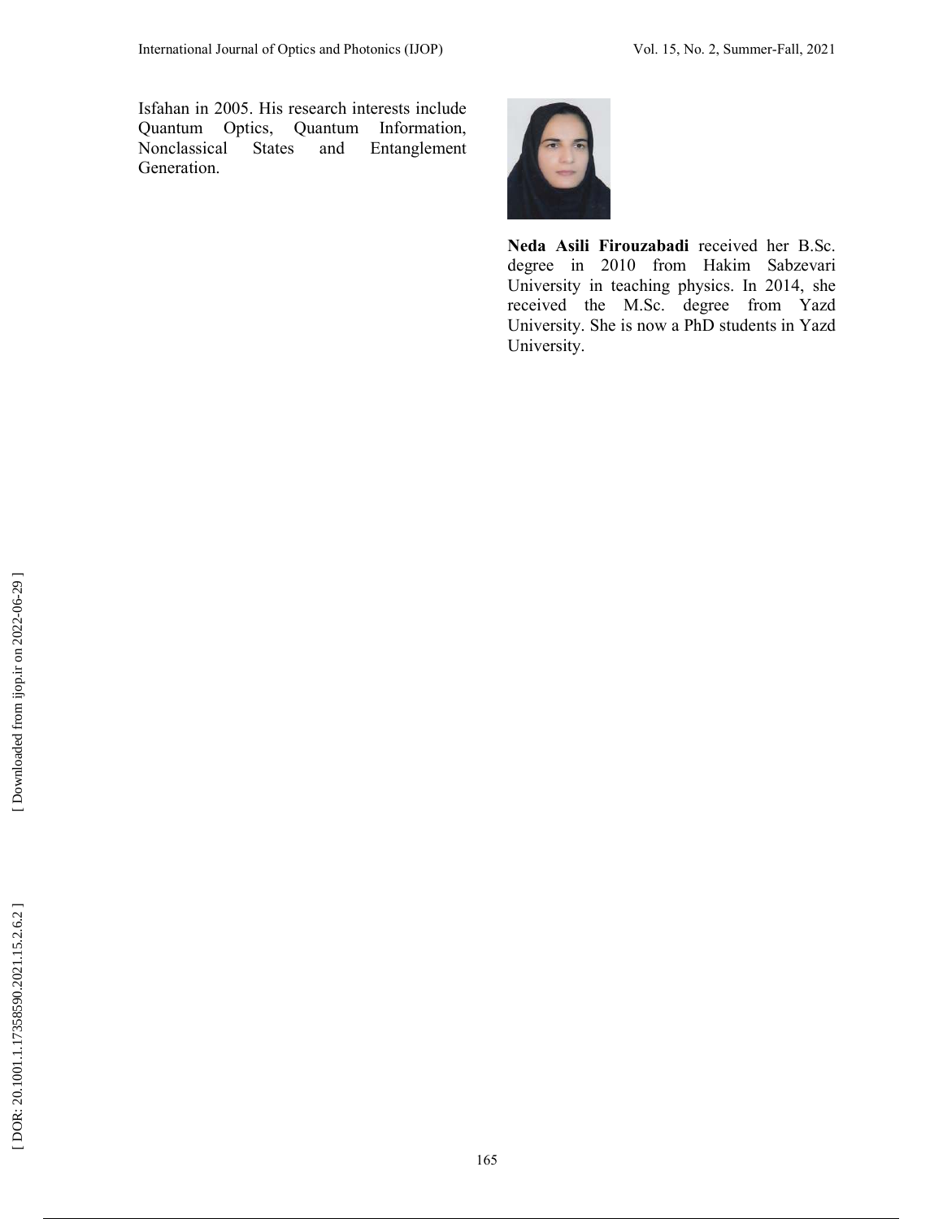Isfahan in 2005. His research interests include Quantum Optics, Quantum Information, Nonclassical States and Entanglement Generation.

**Neda Asili Firouzabadi** received her B.Sc. degree in 2010 from Hakim Sabzevari University in teaching physics. In 2014, she received the M.Sc. degree from Yazd University. She is now a PhD students in Yazd University.